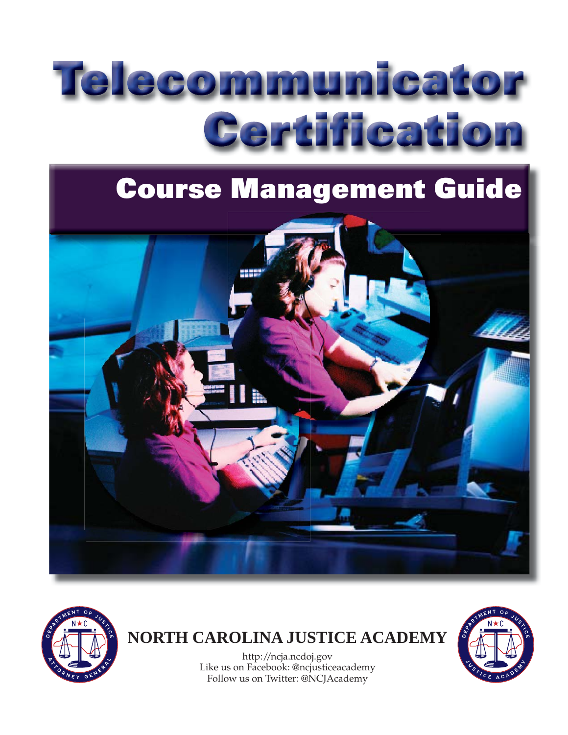# Telecommunicator Certification

## Course Management Guide

**NORTH CAROLINA JUSTICE ACADEMY**

http://ncja.ncdoj.gov
Like us on Facebook: @ncjusticeacademy
Follow us on Twitter: @NCJAcademy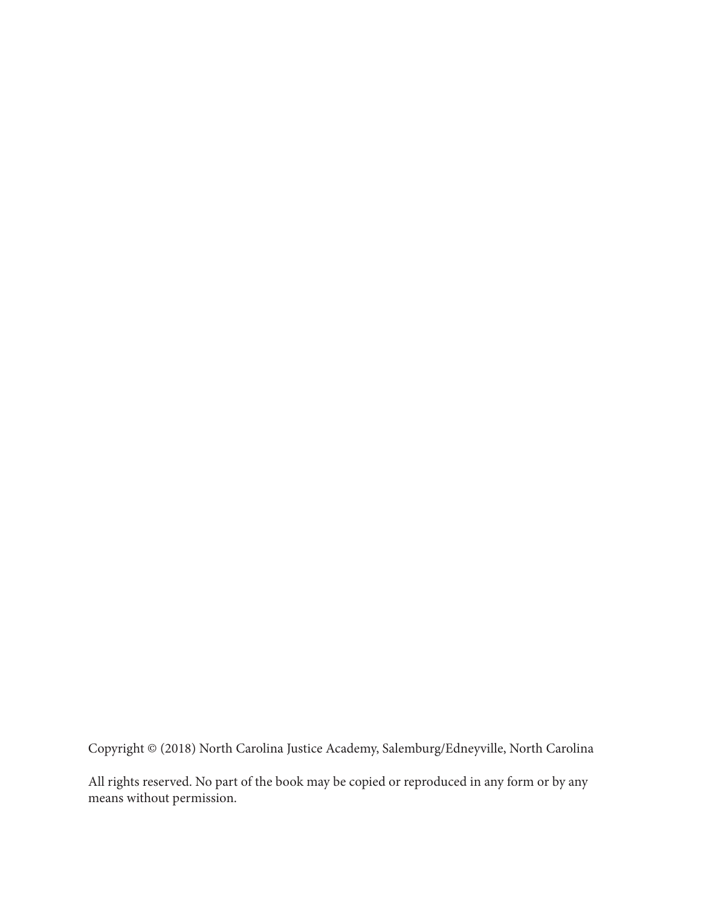Copyright © (2018) North Carolina Justice Academy, Salemburg/Edneyville, North Carolina

All rights reserved. No part of the book may be copied or reproduced in any form or by any means without permission.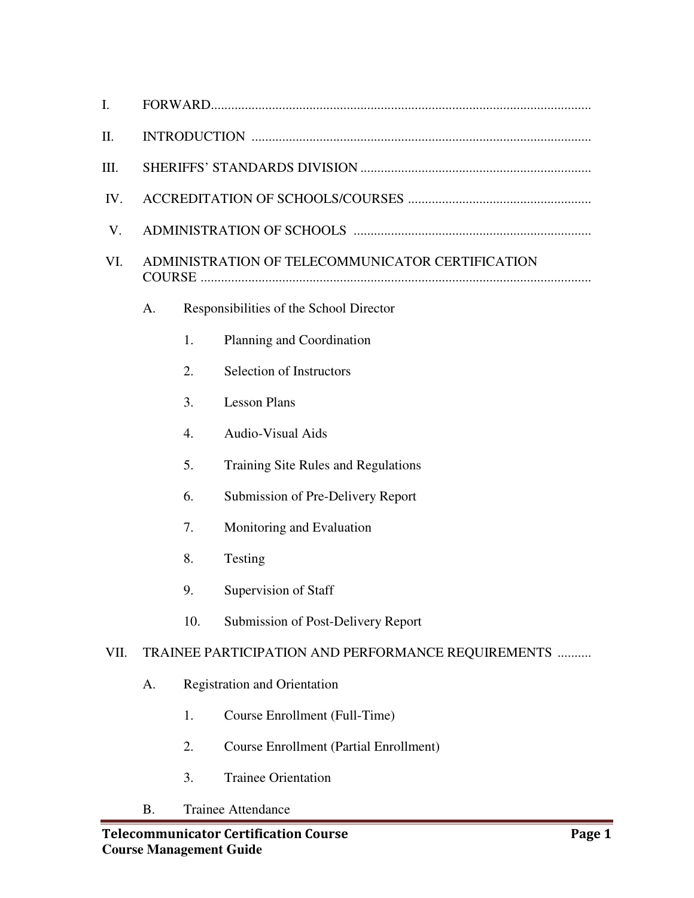I. FORWARD

II. INTRODUCTION

III. SHERIFFS' STANDARDS DIVISION

IV. ACCREDITATION OF SCHOOLS/COURSES

V. ADMINISTRATION OF SCHOOLS

VI. ADMINISTRATION OF TELECOMMUNICATOR CERTIFICATION COURSE

- A. Responsibilities of the School Director
  1. Planning and Coordination
  2. Selection of Instructors
  3. Lesson Plans
  4. Audio-Visual Aids
  5. Training Site Rules and Regulations
  6. Submission of Pre-Delivery Report
  7. Monitoring and Evaluation
  8. Testing
  9. Supervision of Staff
  10. Submission of Post-Delivery Report

VII. TRAINEE PARTICIPATION AND PERFORMANCE REQUIREMENTS

- A. Registration and Orientation
  1. Course Enrollment (Full-Time)
  2. Course Enrollment (Partial Enrollment)
  3. Trainee Orientation
- B. Trainee Attendance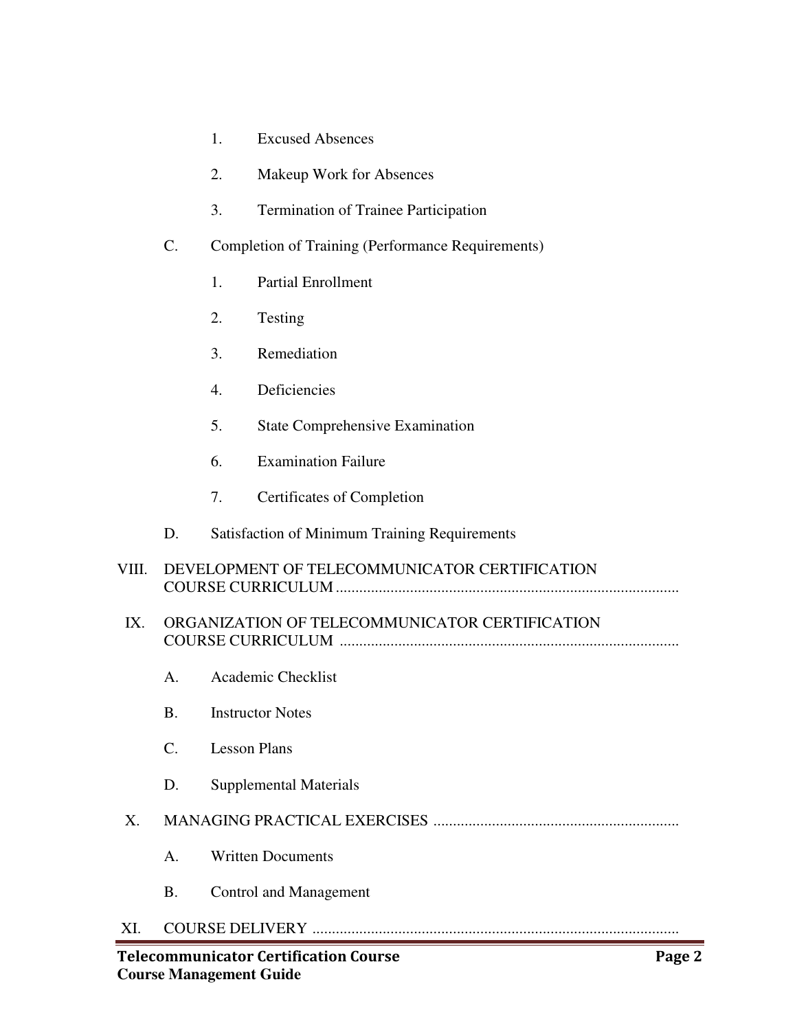1. Excused Absences

2. Makeup Work for Absences

3. Termination of Trainee Participation

C. Completion of Training (Performance Requirements)

1. Partial Enrollment

2. Testing

3. Remediation

4. Deficiencies

5. State Comprehensive Examination

6. Examination Failure

7. Certificates of Completion

D. Satisfaction of Minimum Training Requirements

VIII. DEVELOPMENT OF TELECOMMUNICATOR CERTIFICATION COURSE CURRICULUM ........................................................................................

IX. ORGANIZATION OF TELECOMMUNICATOR CERTIFICATION COURSE CURRICULUM ........................................................................................

A. Academic Checklist

B. Instructor Notes

C. Lesson Plans

D. Supplemental Materials

X. MANAGING PRACTICAL EXERCISES ..............................................................

A. Written Documents

B. Control and Management

XI. COURSE DELIVERY ..............................................................................................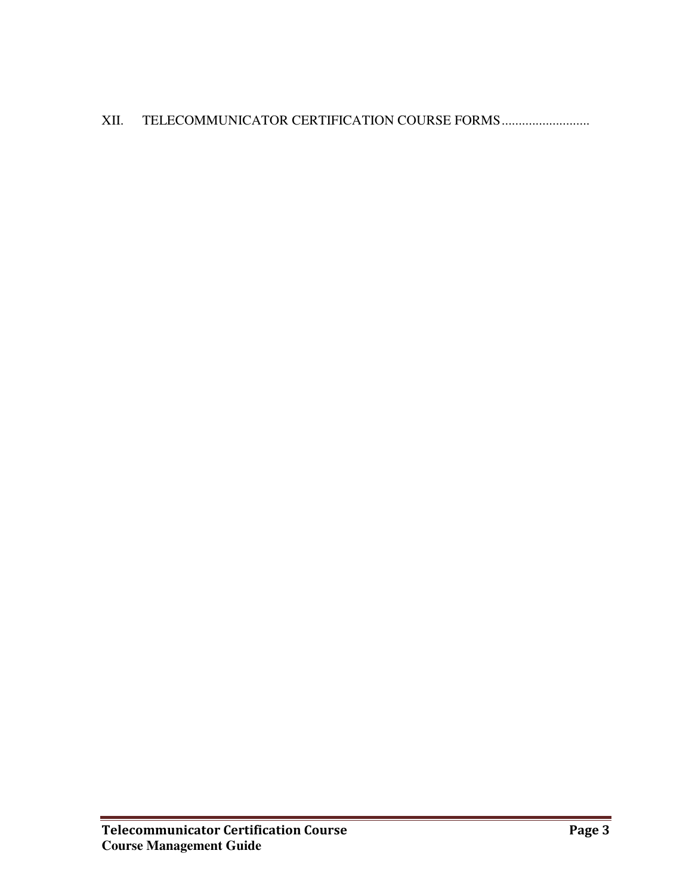XII. TELECOMMUNICATOR CERTIFICATION COURSE FORMS..........................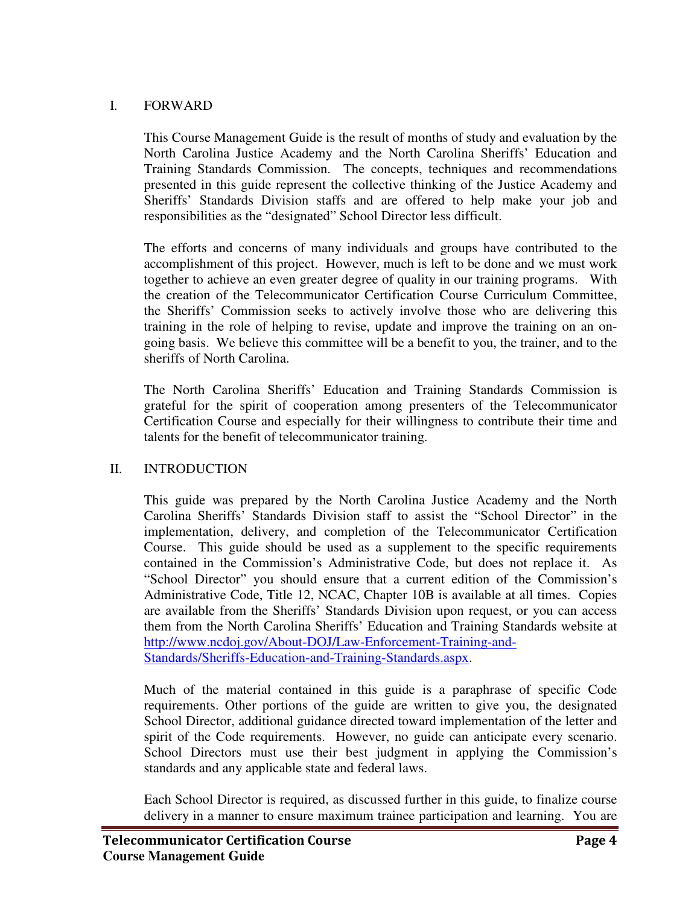## I. FORWARD

This Course Management Guide is the result of months of study and evaluation by the North Carolina Justice Academy and the North Carolina Sheriffs' Education and Training Standards Commission. The concepts, techniques and recommendations presented in this guide represent the collective thinking of the Justice Academy and Sheriffs' Standards Division staffs and are offered to help make your job and responsibilities as the "designated" School Director less difficult.

The efforts and concerns of many individuals and groups have contributed to the accomplishment of this project. However, much is left to be done and we must work together to achieve an even greater degree of quality in our training programs. With the creation of the Telecommunicator Certification Course Curriculum Committee, the Sheriffs' Commission seeks to actively involve those who are delivering this training in the role of helping to revise, update and improve the training on an on-going basis. We believe this committee will be a benefit to you, the trainer, and to the sheriffs of North Carolina.

The North Carolina Sheriffs' Education and Training Standards Commission is grateful for the spirit of cooperation among presenters of the Telecommunicator Certification Course and especially for their willingness to contribute their time and talents for the benefit of telecommunicator training.

## II. INTRODUCTION

This guide was prepared by the North Carolina Justice Academy and the North Carolina Sheriffs' Standards Division staff to assist the "School Director" in the implementation, delivery, and completion of the Telecommunicator Certification Course. This guide should be used as a supplement to the specific requirements contained in the Commission's Administrative Code, but does not replace it. As "School Director" you should ensure that a current edition of the Commission's Administrative Code, Title 12, NCAC, Chapter 10B is available at all times. Copies are available from the Sheriffs' Standards Division upon request, or you can access them from the North Carolina Sheriffs' Education and Training Standards website at [http://www.ncdoj.gov/About-DOJ/Law-Enforcement-Training-and-Standards/Sheriffs-Education-and-Training-Standards.aspx](http://www.ncdoj.gov/About-DOJ/Law-Enforcement-Training-and-Standards/Sheriffs-Education-and-Training-Standards.aspx).

Much of the material contained in this guide is a paraphrase of specific Code requirements. Other portions of the guide are written to give you, the designated School Director, additional guidance directed toward implementation of the letter and spirit of the Code requirements. However, no guide can anticipate every scenario. School Directors must use their best judgment in applying the Commission's standards and any applicable state and federal laws.

Each School Director is required, as discussed further in this guide, to finalize course delivery in a manner to ensure maximum trainee participation and learning. You are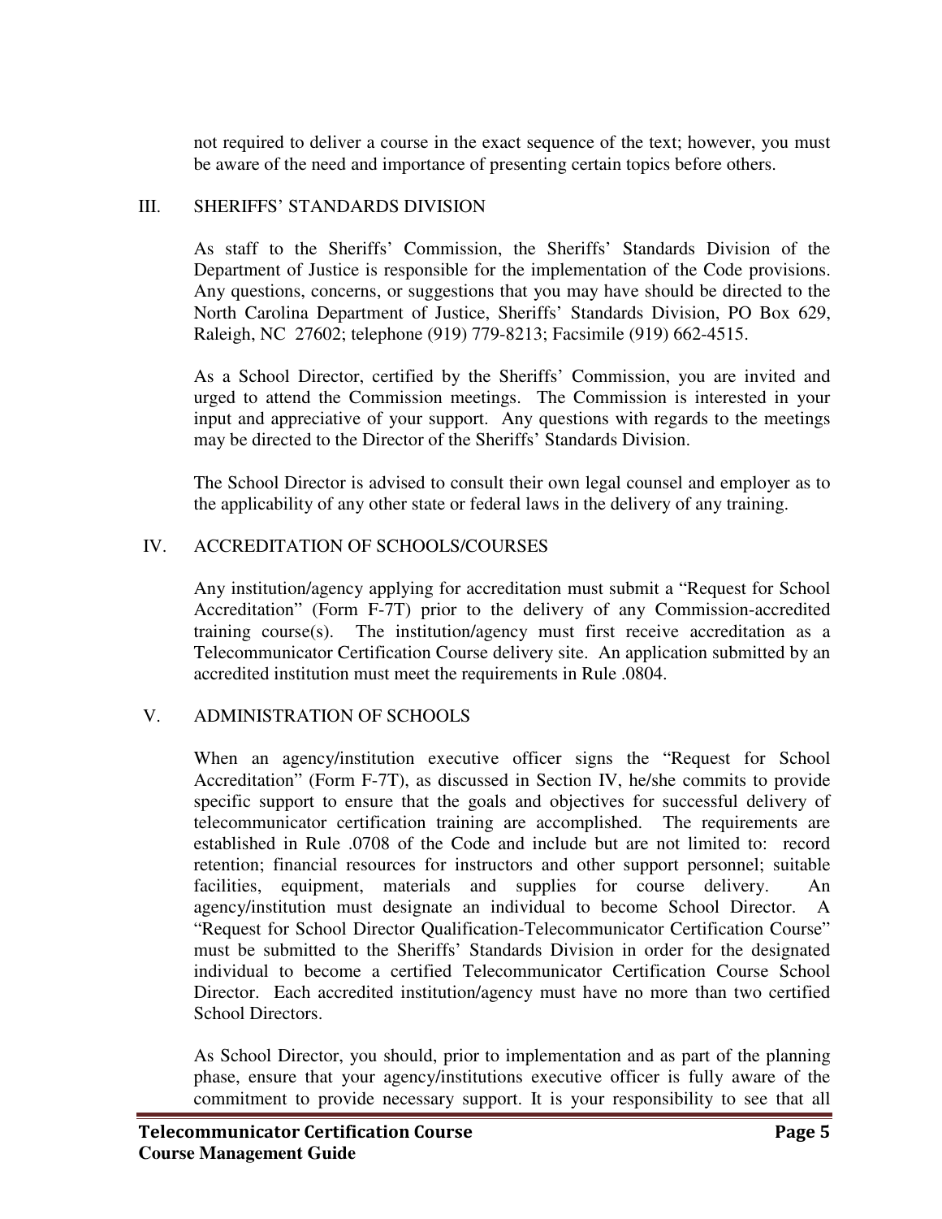not required to deliver a course in the exact sequence of the text; however, you must be aware of the need and importance of presenting certain topics before others.

## III. SHERIFFS' STANDARDS DIVISION

As staff to the Sheriffs' Commission, the Sheriffs' Standards Division of the Department of Justice is responsible for the implementation of the Code provisions. Any questions, concerns, or suggestions that you may have should be directed to the North Carolina Department of Justice, Sheriffs' Standards Division, PO Box 629, Raleigh, NC 27602; telephone (919) 779-8213; Facsimile (919) 662-4515.

As a School Director, certified by the Sheriffs' Commission, you are invited and urged to attend the Commission meetings. The Commission is interested in your input and appreciative of your support. Any questions with regards to the meetings may be directed to the Director of the Sheriffs' Standards Division.

The School Director is advised to consult their own legal counsel and employer as to the applicability of any other state or federal laws in the delivery of any training.

## IV. ACCREDITATION OF SCHOOLS/COURSES

Any institution/agency applying for accreditation must submit a "Request for School Accreditation" (Form F-7T) prior to the delivery of any Commission-accredited training course(s). The institution/agency must first receive accreditation as a Telecommunicator Certification Course delivery site. An application submitted by an accredited institution must meet the requirements in Rule .0804.

## V. ADMINISTRATION OF SCHOOLS

When an agency/institution executive officer signs the "Request for School Accreditation" (Form F-7T), as discussed in Section IV, he/she commits to provide specific support to ensure that the goals and objectives for successful delivery of telecommunicator certification training are accomplished. The requirements are established in Rule .0708 of the Code and include but are not limited to: record retention; financial resources for instructors and other support personnel; suitable facilities, equipment, materials and supplies for course delivery. An agency/institution must designate an individual to become School Director. A "Request for School Director Qualification-Telecommunicator Certification Course" must be submitted to the Sheriffs' Standards Division in order for the designated individual to become a certified Telecommunicator Certification Course School Director. Each accredited institution/agency must have no more than two certified School Directors.

As School Director, you should, prior to implementation and as part of the planning phase, ensure that your agency/institutions executive officer is fully aware of the commitment to provide necessary support. It is your responsibility to see that all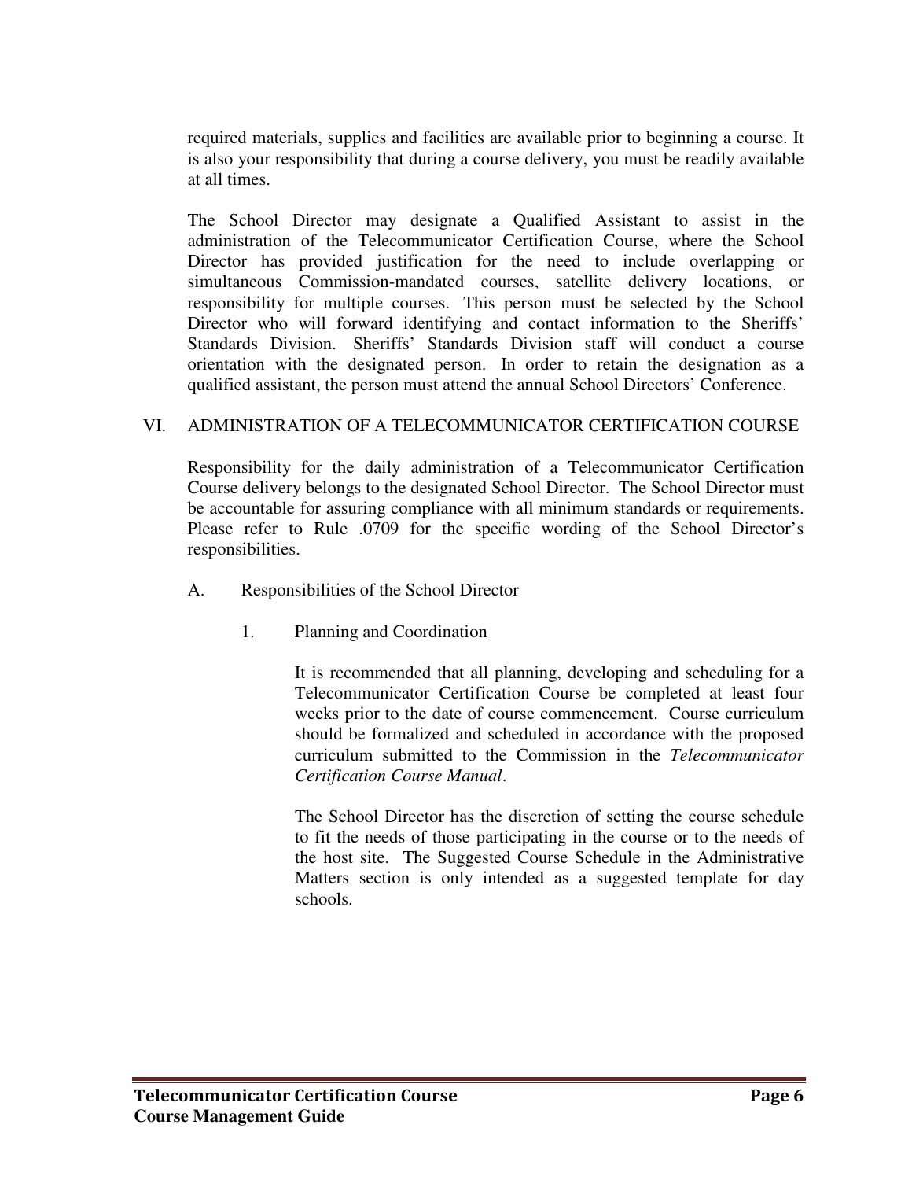required materials, supplies and facilities are available prior to beginning a course. It is also your responsibility that during a course delivery, you must be readily available at all times.

The School Director may designate a Qualified Assistant to assist in the administration of the Telecommunicator Certification Course, where the School Director has provided justification for the need to include overlapping or simultaneous Commission-mandated courses, satellite delivery locations, or responsibility for multiple courses. This person must be selected by the School Director who will forward identifying and contact information to the Sheriffs' Standards Division. Sheriffs' Standards Division staff will conduct a course orientation with the designated person. In order to retain the designation as a qualified assistant, the person must attend the annual School Directors' Conference.

## VI. ADMINISTRATION OF A TELECOMMUNICATOR CERTIFICATION COURSE

Responsibility for the daily administration of a Telecommunicator Certification Course delivery belongs to the designated School Director. The School Director must be accountable for assuring compliance with all minimum standards or requirements. Please refer to Rule .0709 for the specific wording of the School Director's responsibilities.

### A. Responsibilities of the School Director

#### 1. Planning and Coordination

It is recommended that all planning, developing and scheduling for a Telecommunicator Certification Course be completed at least four weeks prior to the date of course commencement. Course curriculum should be formalized and scheduled in accordance with the proposed curriculum submitted to the Commission in the *Telecommunicator Certification Course Manual*.

The School Director has the discretion of setting the course schedule to fit the needs of those participating in the course or to the needs of the host site. The Suggested Course Schedule in the Administrative Matters section is only intended as a suggested template for day schools.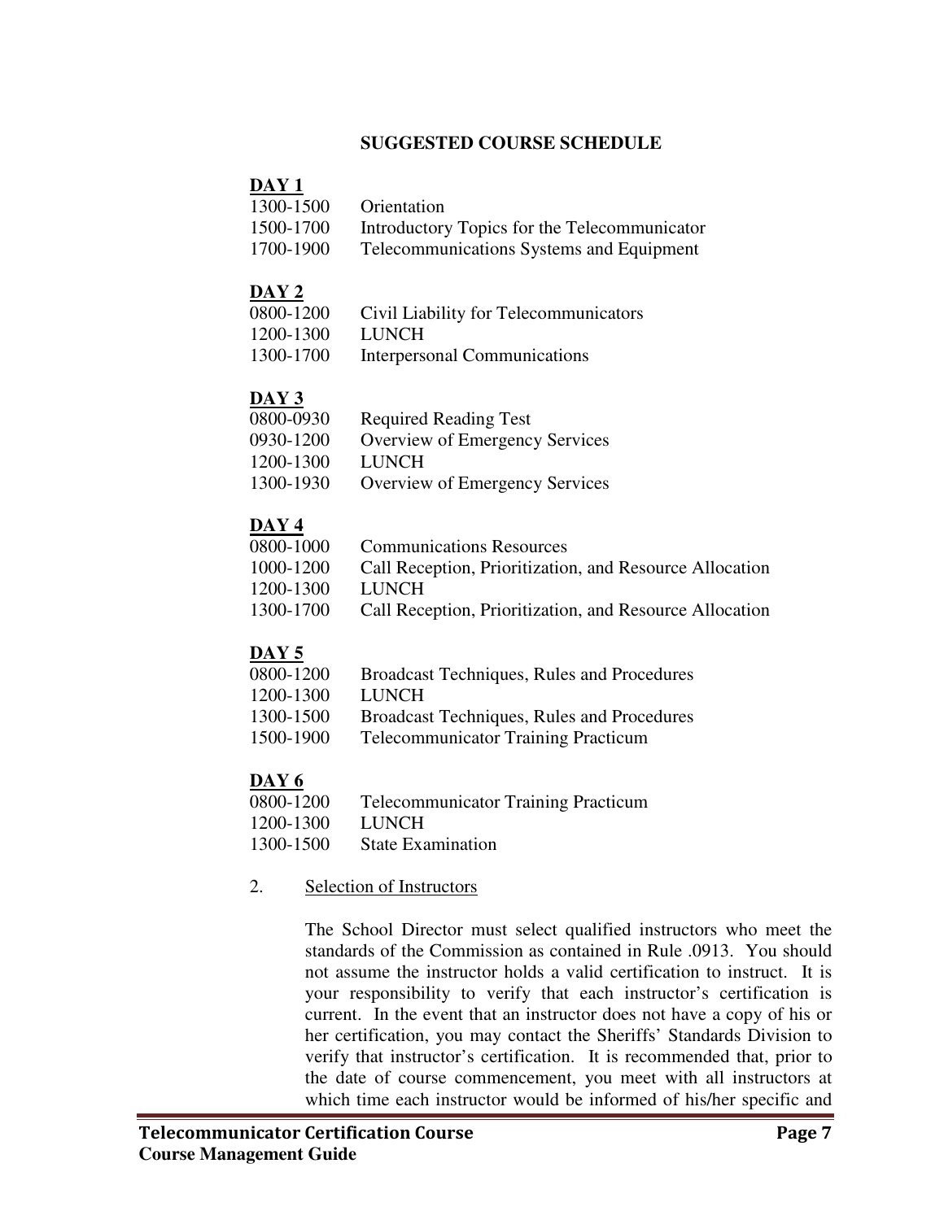## SUGGESTED COURSE SCHEDULE

**DAY 1**

| | |
|---|---|
| 1300-1500 | Orientation |
| 1500-1700 | Introductory Topics for the Telecommunicator |
| 1700-1900 | Telecommunications Systems and Equipment |

**DAY 2**

| | |
|---|---|
| 0800-1200 | Civil Liability for Telecommunicators |
| 1200-1300 | LUNCH |
| 1300-1700 | Interpersonal Communications |

**DAY 3**

| | |
|---|---|
| 0800-0930 | Required Reading Test |
| 0930-1200 | Overview of Emergency Services |
| 1200-1300 | LUNCH |
| 1300-1930 | Overview of Emergency Services |

**DAY 4**

| | |
|---|---|
| 0800-1000 | Communications Resources |
| 1000-1200 | Call Reception, Prioritization, and Resource Allocation |
| 1200-1300 | LUNCH |
| 1300-1700 | Call Reception, Prioritization, and Resource Allocation |

**DAY 5**

| | |
|---|---|
| 0800-1200 | Broadcast Techniques, Rules and Procedures |
| 1200-1300 | LUNCH |
| 1300-1500 | Broadcast Techniques, Rules and Procedures |
| 1500-1900 | Telecommunicator Training Practicum |

**DAY 6**

| | |
|---|---|
| 0800-1200 | Telecommunicator Training Practicum |
| 1200-1300 | LUNCH |
| 1300-1500 | State Examination |

2. Selection of Instructors

The School Director must select qualified instructors who meet the standards of the Commission as contained in Rule .0913. You should not assume the instructor holds a valid certification to instruct. It is your responsibility to verify that each instructor's certification is current. In the event that an instructor does not have a copy of his or her certification, you may contact the Sheriffs' Standards Division to verify that instructor's certification. It is recommended that, prior to the date of course commencement, you meet with all instructors at which time each instructor would be informed of his/her specific and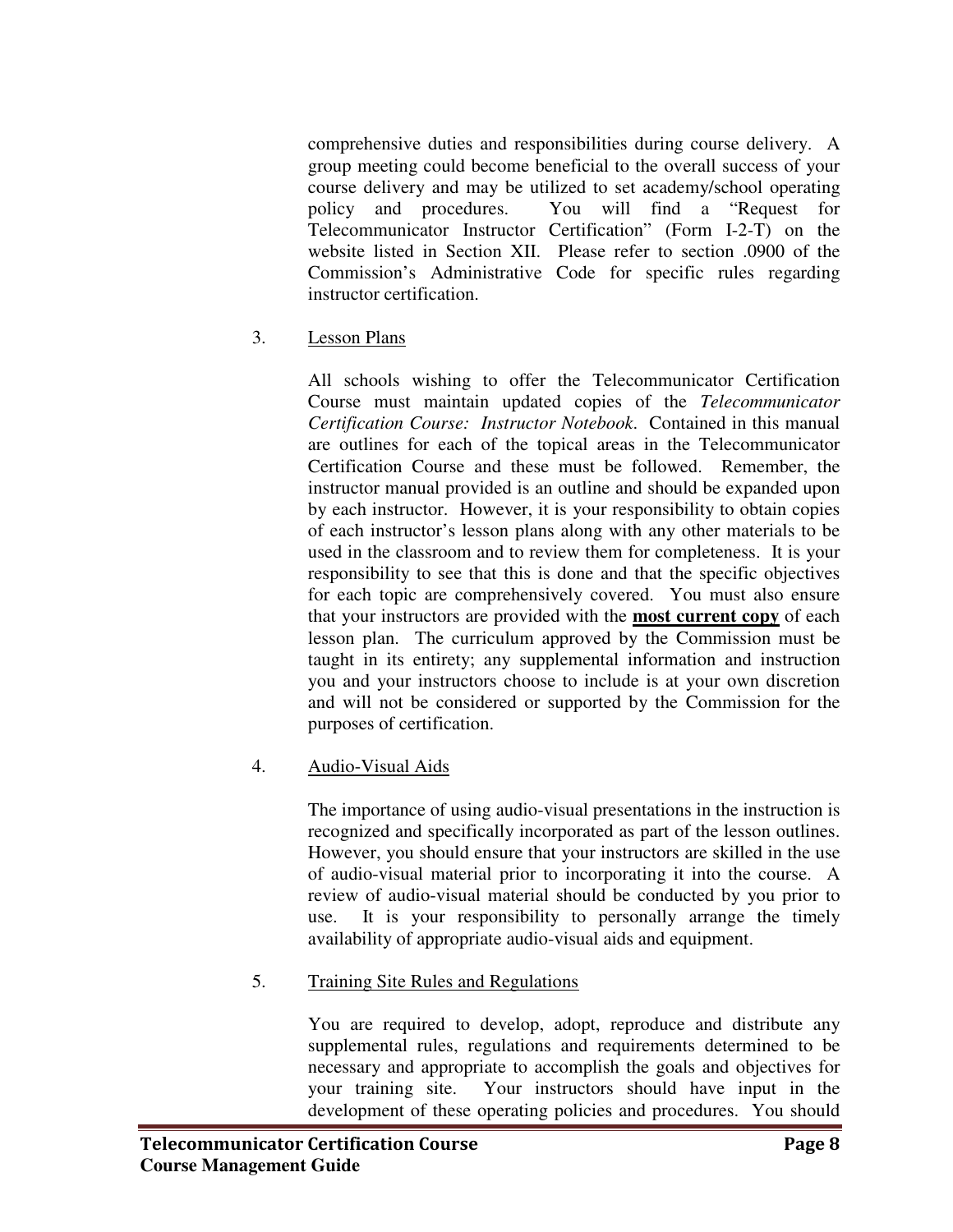comprehensive duties and responsibilities during course delivery. A group meeting could become beneficial to the overall success of your course delivery and may be utilized to set academy/school operating policy and procedures. You will find a "Request for Telecommunicator Instructor Certification" (Form I-2-T) on the website listed in Section XII. Please refer to section .0900 of the Commission's Administrative Code for specific rules regarding instructor certification.

3. Lesson Plans

All schools wishing to offer the Telecommunicator Certification Course must maintain updated copies of the *Telecommunicator Certification Course: Instructor Notebook*. Contained in this manual are outlines for each of the topical areas in the Telecommunicator Certification Course and these must be followed. Remember, the instructor manual provided is an outline and should be expanded upon by each instructor. However, it is your responsibility to obtain copies of each instructor's lesson plans along with any other materials to be used in the classroom and to review them for completeness. It is your responsibility to see that this is done and that the specific objectives for each topic are comprehensively covered. You must also ensure that your instructors are provided with the **most current copy** of each lesson plan. The curriculum approved by the Commission must be taught in its entirety; any supplemental information and instruction you and your instructors choose to include is at your own discretion and will not be considered or supported by the Commission for the purposes of certification.

4. Audio-Visual Aids

The importance of using audio-visual presentations in the instruction is recognized and specifically incorporated as part of the lesson outlines. However, you should ensure that your instructors are skilled in the use of audio-visual material prior to incorporating it into the course. A review of audio-visual material should be conducted by you prior to use. It is your responsibility to personally arrange the timely availability of appropriate audio-visual aids and equipment.

5. Training Site Rules and Regulations

You are required to develop, adopt, reproduce and distribute any supplemental rules, regulations and requirements determined to be necessary and appropriate to accomplish the goals and objectives for your training site. Your instructors should have input in the development of these operating policies and procedures. You should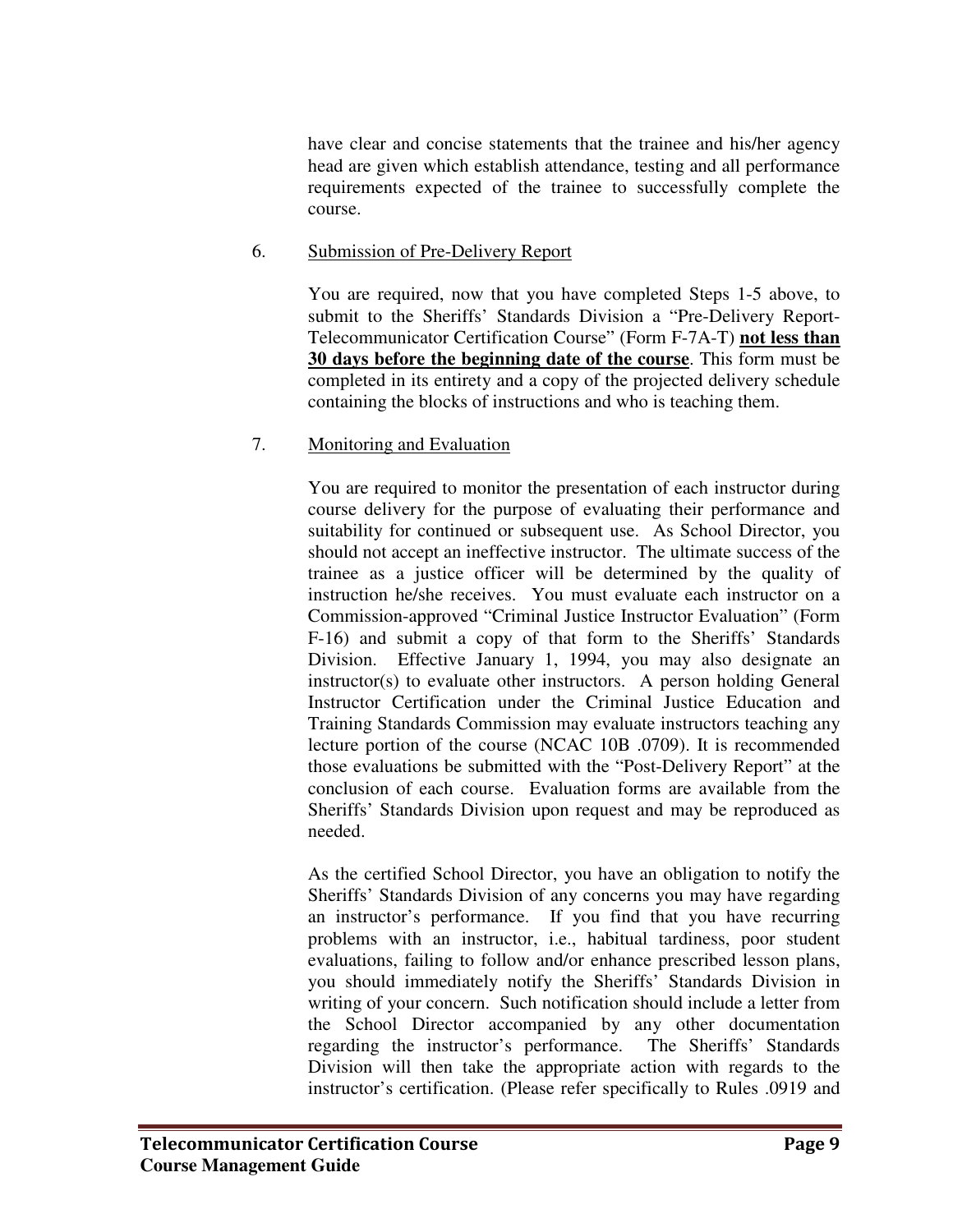have clear and concise statements that the trainee and his/her agency head are given which establish attendance, testing and all performance requirements expected of the trainee to successfully complete the course.

6. Submission of Pre-Delivery Report

You are required, now that you have completed Steps 1-5 above, to submit to the Sheriffs' Standards Division a "Pre-Delivery Report-Telecommunicator Certification Course" (Form F-7A-T) **not less than 30 days before the beginning date of the course**. This form must be completed in its entirety and a copy of the projected delivery schedule containing the blocks of instructions and who is teaching them.

7. Monitoring and Evaluation

You are required to monitor the presentation of each instructor during course delivery for the purpose of evaluating their performance and suitability for continued or subsequent use. As School Director, you should not accept an ineffective instructor. The ultimate success of the trainee as a justice officer will be determined by the quality of instruction he/she receives. You must evaluate each instructor on a Commission-approved "Criminal Justice Instructor Evaluation" (Form F-16) and submit a copy of that form to the Sheriffs' Standards Division. Effective January 1, 1994, you may also designate an instructor(s) to evaluate other instructors. A person holding General Instructor Certification under the Criminal Justice Education and Training Standards Commission may evaluate instructors teaching any lecture portion of the course (NCAC 10B .0709). It is recommended those evaluations be submitted with the "Post-Delivery Report" at the conclusion of each course. Evaluation forms are available from the Sheriffs' Standards Division upon request and may be reproduced as needed.

As the certified School Director, you have an obligation to notify the Sheriffs' Standards Division of any concerns you may have regarding an instructor's performance. If you find that you have recurring problems with an instructor, i.e., habitual tardiness, poor student evaluations, failing to follow and/or enhance prescribed lesson plans, you should immediately notify the Sheriffs' Standards Division in writing of your concern. Such notification should include a letter from the School Director accompanied by any other documentation regarding the instructor's performance. The Sheriffs' Standards Division will then take the appropriate action with regards to the instructor's certification. (Please refer specifically to Rules .0919 and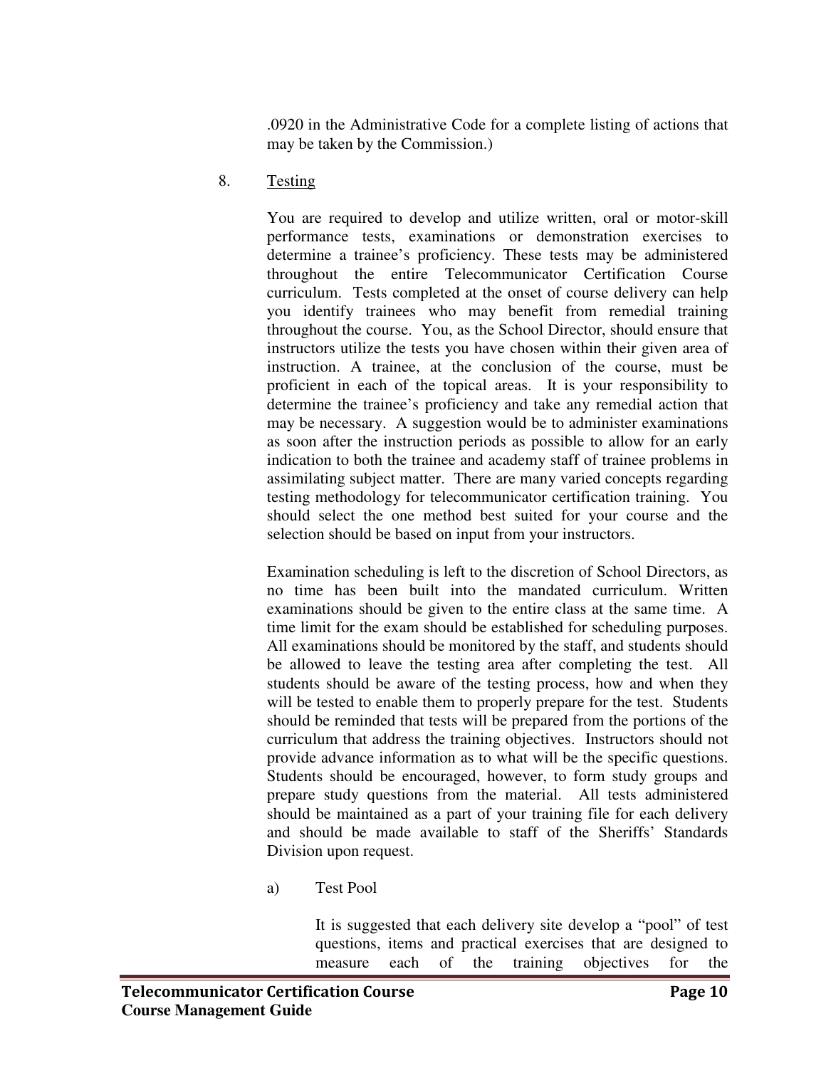.0920 in the Administrative Code for a complete listing of actions that may be taken by the Commission.)

8. Testing

You are required to develop and utilize written, oral or motor-skill performance tests, examinations or demonstration exercises to determine a trainee's proficiency. These tests may be administered throughout the entire Telecommunicator Certification Course curriculum. Tests completed at the onset of course delivery can help you identify trainees who may benefit from remedial training throughout the course. You, as the School Director, should ensure that instructors utilize the tests you have chosen within their given area of instruction. A trainee, at the conclusion of the course, must be proficient in each of the topical areas. It is your responsibility to determine the trainee's proficiency and take any remedial action that may be necessary. A suggestion would be to administer examinations as soon after the instruction periods as possible to allow for an early indication to both the trainee and academy staff of trainee problems in assimilating subject matter. There are many varied concepts regarding testing methodology for telecommunicator certification training. You should select the one method best suited for your course and the selection should be based on input from your instructors.

Examination scheduling is left to the discretion of School Directors, as no time has been built into the mandated curriculum. Written examinations should be given to the entire class at the same time. A time limit for the exam should be established for scheduling purposes. All examinations should be monitored by the staff, and students should be allowed to leave the testing area after completing the test. All students should be aware of the testing process, how and when they will be tested to enable them to properly prepare for the test. Students should be reminded that tests will be prepared from the portions of the curriculum that address the training objectives. Instructors should not provide advance information as to what will be the specific questions. Students should be encouraged, however, to form study groups and prepare study questions from the material. All tests administered should be maintained as a part of your training file for each delivery and should be made available to staff of the Sheriffs' Standards Division upon request.

a) Test Pool

It is suggested that each delivery site develop a "pool" of test questions, items and practical exercises that are designed to measure each of the training objectives for the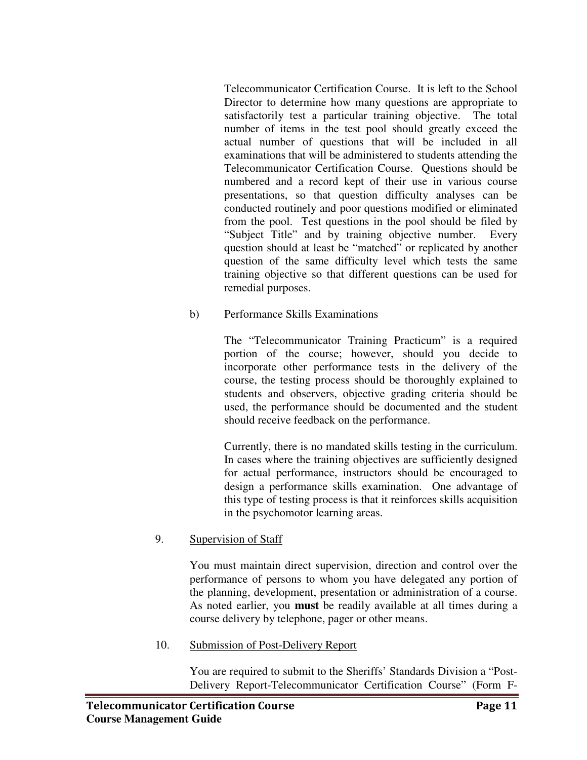Telecommunicator Certification Course. It is left to the School Director to determine how many questions are appropriate to satisfactorily test a particular training objective. The total number of items in the test pool should greatly exceed the actual number of questions that will be included in all examinations that will be administered to students attending the Telecommunicator Certification Course. Questions should be numbered and a record kept of their use in various course presentations, so that question difficulty analyses can be conducted routinely and poor questions modified or eliminated from the pool. Test questions in the pool should be filed by "Subject Title" and by training objective number. Every question should at least be "matched" or replicated by another question of the same difficulty level which tests the same training objective so that different questions can be used for remedial purposes.

b) Performance Skills Examinations

The "Telecommunicator Training Practicum" is a required portion of the course; however, should you decide to incorporate other performance tests in the delivery of the course, the testing process should be thoroughly explained to students and observers, objective grading criteria should be used, the performance should be documented and the student should receive feedback on the performance.

Currently, there is no mandated skills testing in the curriculum. In cases where the training objectives are sufficiently designed for actual performance, instructors should be encouraged to design a performance skills examination. One advantage of this type of testing process is that it reinforces skills acquisition in the psychomotor learning areas.

9. Supervision of Staff

You must maintain direct supervision, direction and control over the performance of persons to whom you have delegated any portion of the planning, development, presentation or administration of a course. As noted earlier, you **must** be readily available at all times during a course delivery by telephone, pager or other means.

10. Submission of Post-Delivery Report

You are required to submit to the Sheriffs' Standards Division a "Post-Delivery Report-Telecommunicator Certification Course" (Form F-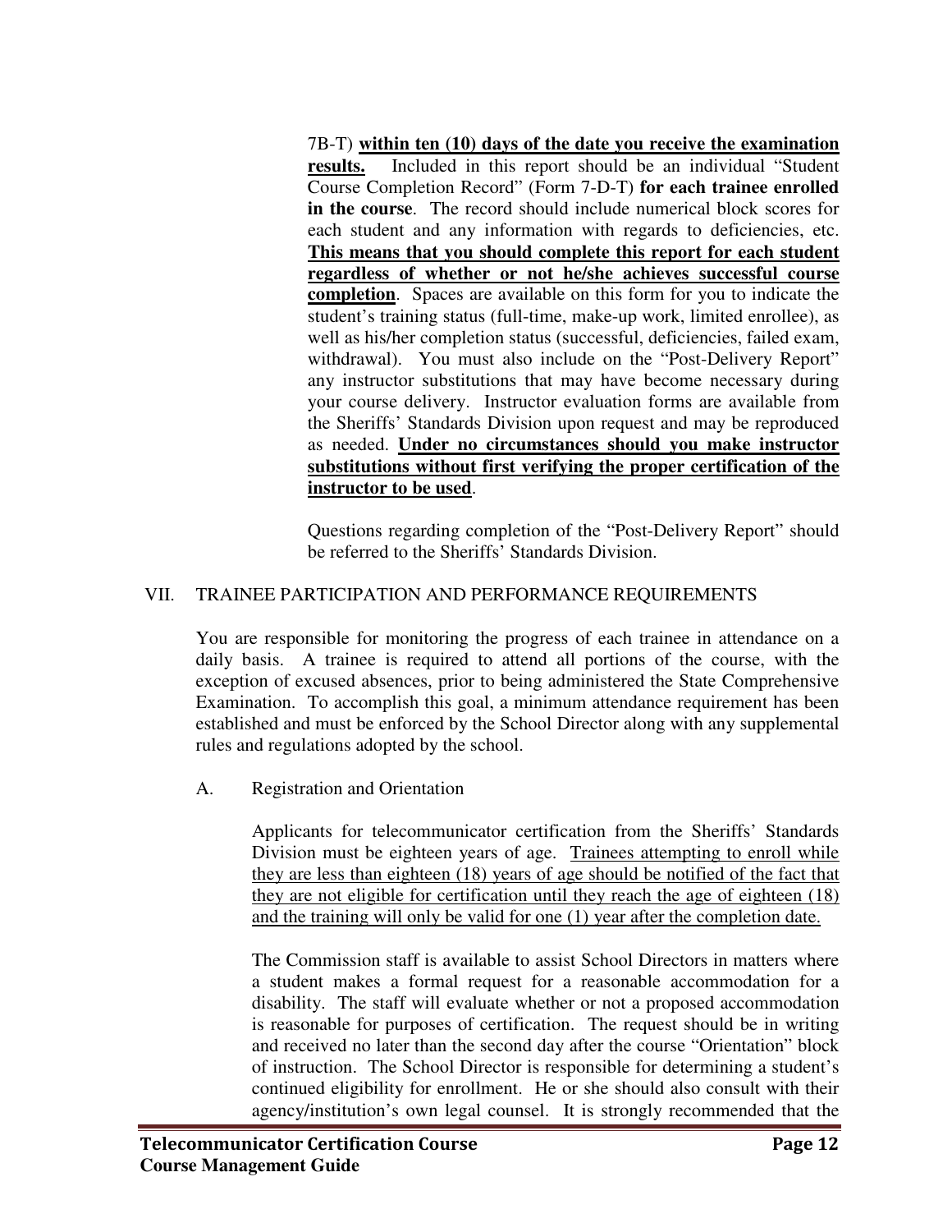7B-T) **<u>within ten (10) days of the date you receive the examination results.</u>** Included in this report should be an individual "Student Course Completion Record" (Form 7-D-T) **for each trainee enrolled in the course**. The record should include numerical block scores for each student and any information with regards to deficiencies, etc. **<u>This means that you should complete this report for each student regardless of whether or not he/she achieves successful course completion</u>**. Spaces are available on this form for you to indicate the student's training status (full-time, make-up work, limited enrollee), as well as his/her completion status (successful, deficiencies, failed exam, withdrawal). You must also include on the "Post-Delivery Report" any instructor substitutions that may have become necessary during your course delivery. Instructor evaluation forms are available from the Sheriffs' Standards Division upon request and may be reproduced as needed. **<u>Under no circumstances should you make instructor substitutions without first verifying the proper certification of the instructor to be used</u>**.

Questions regarding completion of the "Post-Delivery Report" should be referred to the Sheriffs' Standards Division.

## VII. TRAINEE PARTICIPATION AND PERFORMANCE REQUIREMENTS

You are responsible for monitoring the progress of each trainee in attendance on a daily basis. A trainee is required to attend all portions of the course, with the exception of excused absences, prior to being administered the State Comprehensive Examination. To accomplish this goal, a minimum attendance requirement has been established and must be enforced by the School Director along with any supplemental rules and regulations adopted by the school.

### A. Registration and Orientation

Applicants for telecommunicator certification from the Sheriffs' Standards Division must be eighteen years of age. <u>Trainees attempting to enroll while they are less than eighteen (18) years of age should be notified of the fact that they are not eligible for certification until they reach the age of eighteen (18) and the training will only be valid for one (1) year after the completion date.</u>

The Commission staff is available to assist School Directors in matters where a student makes a formal request for a reasonable accommodation for a disability. The staff will evaluate whether or not a proposed accommodation is reasonable for purposes of certification. The request should be in writing and received no later than the second day after the course "Orientation" block of instruction. The School Director is responsible for determining a student's continued eligibility for enrollment. He or she should also consult with their agency/institution's own legal counsel. It is strongly recommended that the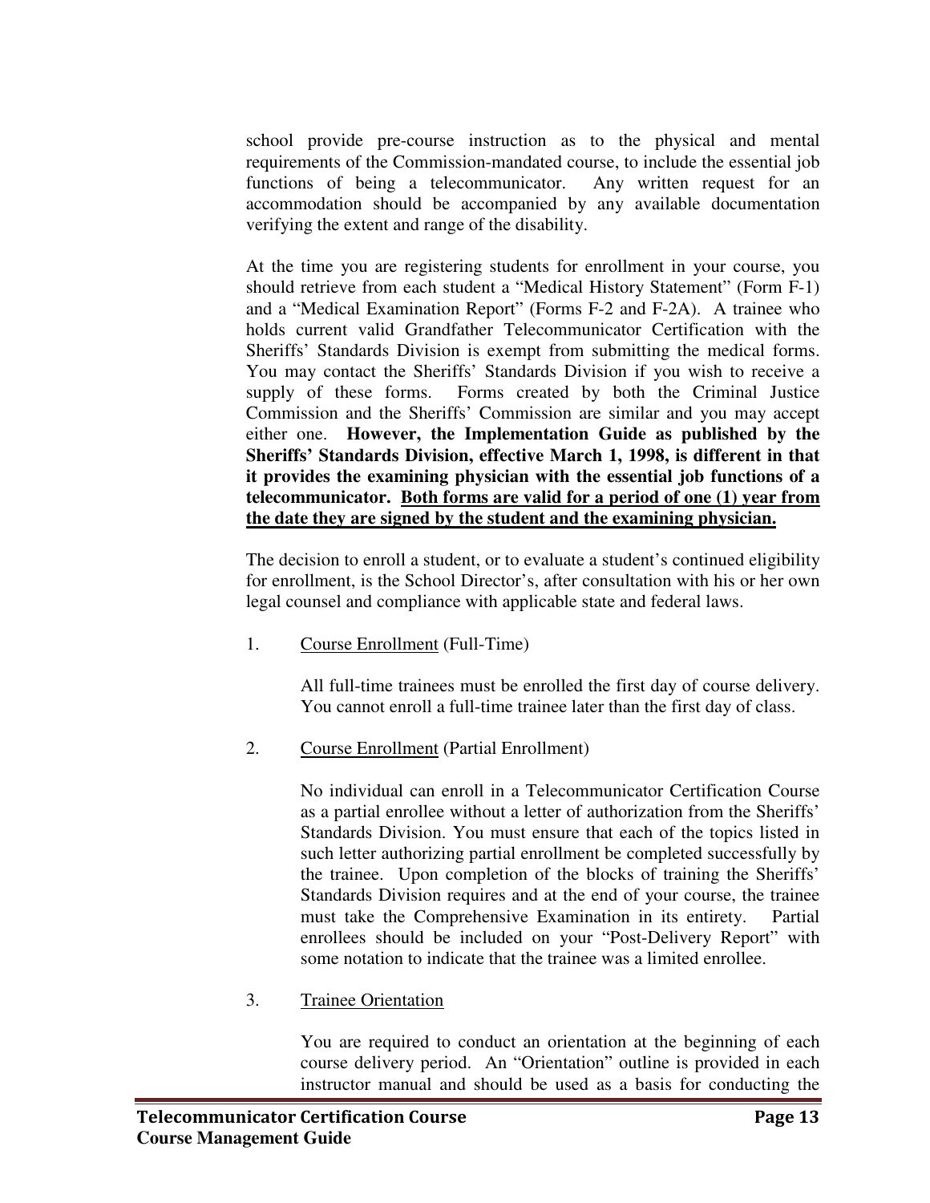school provide pre-course instruction as to the physical and mental requirements of the Commission-mandated course, to include the essential job functions of being a telecommunicator. Any written request for an accommodation should be accompanied by any available documentation verifying the extent and range of the disability.

At the time you are registering students for enrollment in your course, you should retrieve from each student a "Medical History Statement" (Form F-1) and a "Medical Examination Report" (Forms F-2 and F-2A). A trainee who holds current valid Grandfather Telecommunicator Certification with the Sheriffs' Standards Division is exempt from submitting the medical forms. You may contact the Sheriffs' Standards Division if you wish to receive a supply of these forms. Forms created by both the Criminal Justice Commission and the Sheriffs' Commission are similar and you may accept either one. **However, the Implementation Guide as published by the Sheriffs' Standards Division, effective March 1, 1998, is different in that it provides the examining physician with the essential job functions of a telecommunicator. <u>Both forms are valid for a period of one (1) year from the date they are signed by the student and the examining physician.</u>**

The decision to enroll a student, or to evaluate a student's continued eligibility for enrollment, is the School Director's, after consultation with his or her own legal counsel and compliance with applicable state and federal laws.

1. <u>Course Enrollment</u> (Full-Time)

   All full-time trainees must be enrolled the first day of course delivery. You cannot enroll a full-time trainee later than the first day of class.

2. <u>Course Enrollment</u> (Partial Enrollment)

   No individual can enroll in a Telecommunicator Certification Course as a partial enrollee without a letter of authorization from the Sheriffs' Standards Division. You must ensure that each of the topics listed in such letter authorizing partial enrollment be completed successfully by the trainee. Upon completion of the blocks of training the Sheriffs' Standards Division requires and at the end of your course, the trainee must take the Comprehensive Examination in its entirety. Partial enrollees should be included on your "Post-Delivery Report" with some notation to indicate that the trainee was a limited enrollee.

3. <u>Trainee Orientation</u>

   You are required to conduct an orientation at the beginning of each course delivery period. An "Orientation" outline is provided in each instructor manual and should be used as a basis for conducting the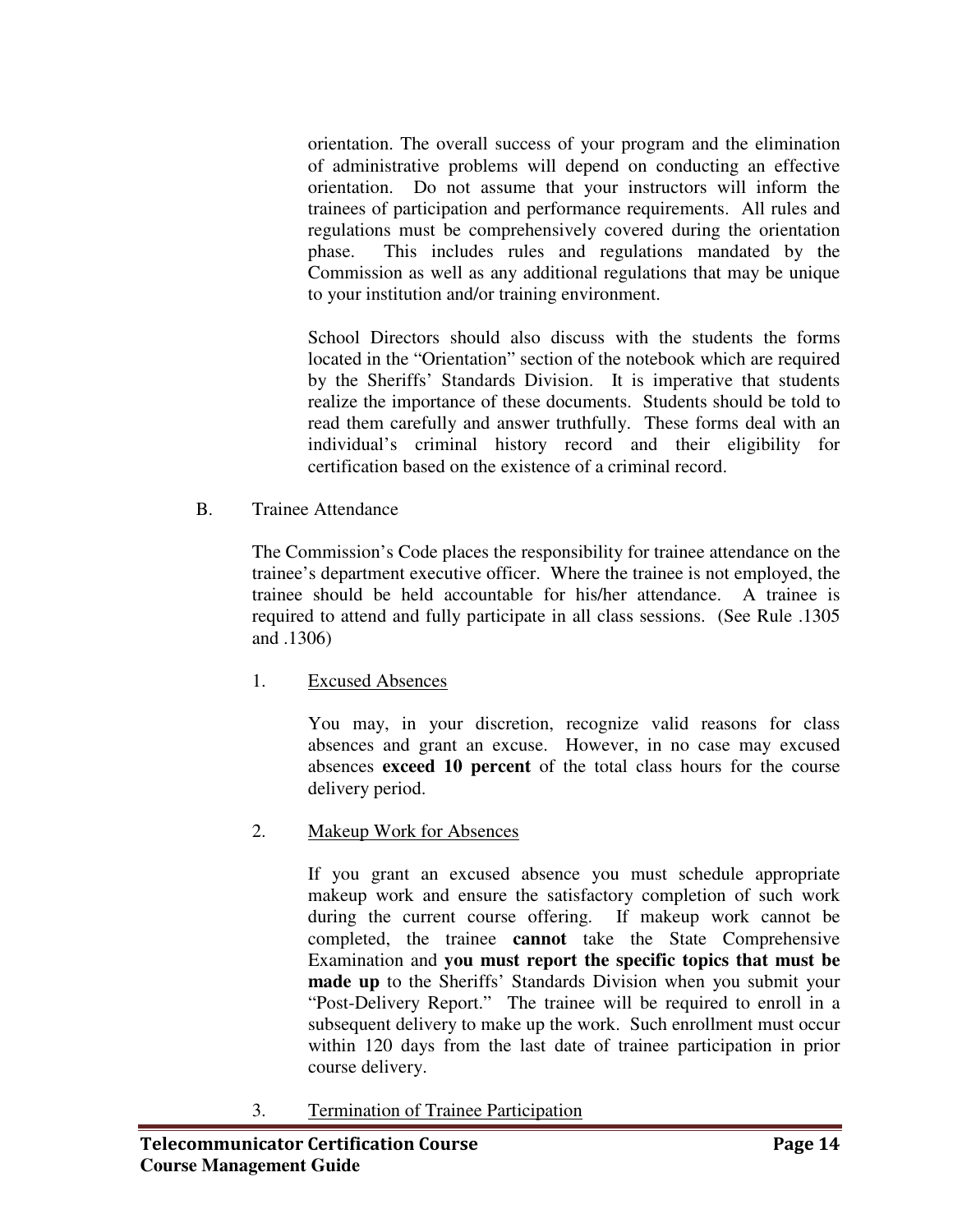orientation. The overall success of your program and the elimination of administrative problems will depend on conducting an effective orientation. Do not assume that your instructors will inform the trainees of participation and performance requirements. All rules and regulations must be comprehensively covered during the orientation phase. This includes rules and regulations mandated by the Commission as well as any additional regulations that may be unique to your institution and/or training environment.

School Directors should also discuss with the students the forms located in the "Orientation" section of the notebook which are required by the Sheriffs' Standards Division. It is imperative that students realize the importance of these documents. Students should be told to read them carefully and answer truthfully. These forms deal with an individual's criminal history record and their eligibility for certification based on the existence of a criminal record.

B. Trainee Attendance

The Commission's Code places the responsibility for trainee attendance on the trainee's department executive officer. Where the trainee is not employed, the trainee should be held accountable for his/her attendance. A trainee is required to attend and fully participate in all class sessions. (See Rule .1305 and .1306)

1. Excused Absences

You may, in your discretion, recognize valid reasons for class absences and grant an excuse. However, in no case may excused absences **exceed 10 percent** of the total class hours for the course delivery period.

2. Makeup Work for Absences

If you grant an excused absence you must schedule appropriate makeup work and ensure the satisfactory completion of such work during the current course offering. If makeup work cannot be completed, the trainee **cannot** take the State Comprehensive Examination and **you must report the specific topics that must be made up** to the Sheriffs' Standards Division when you submit your "Post-Delivery Report." The trainee will be required to enroll in a subsequent delivery to make up the work. Such enrollment must occur within 120 days from the last date of trainee participation in prior course delivery.

3. Termination of Trainee Participation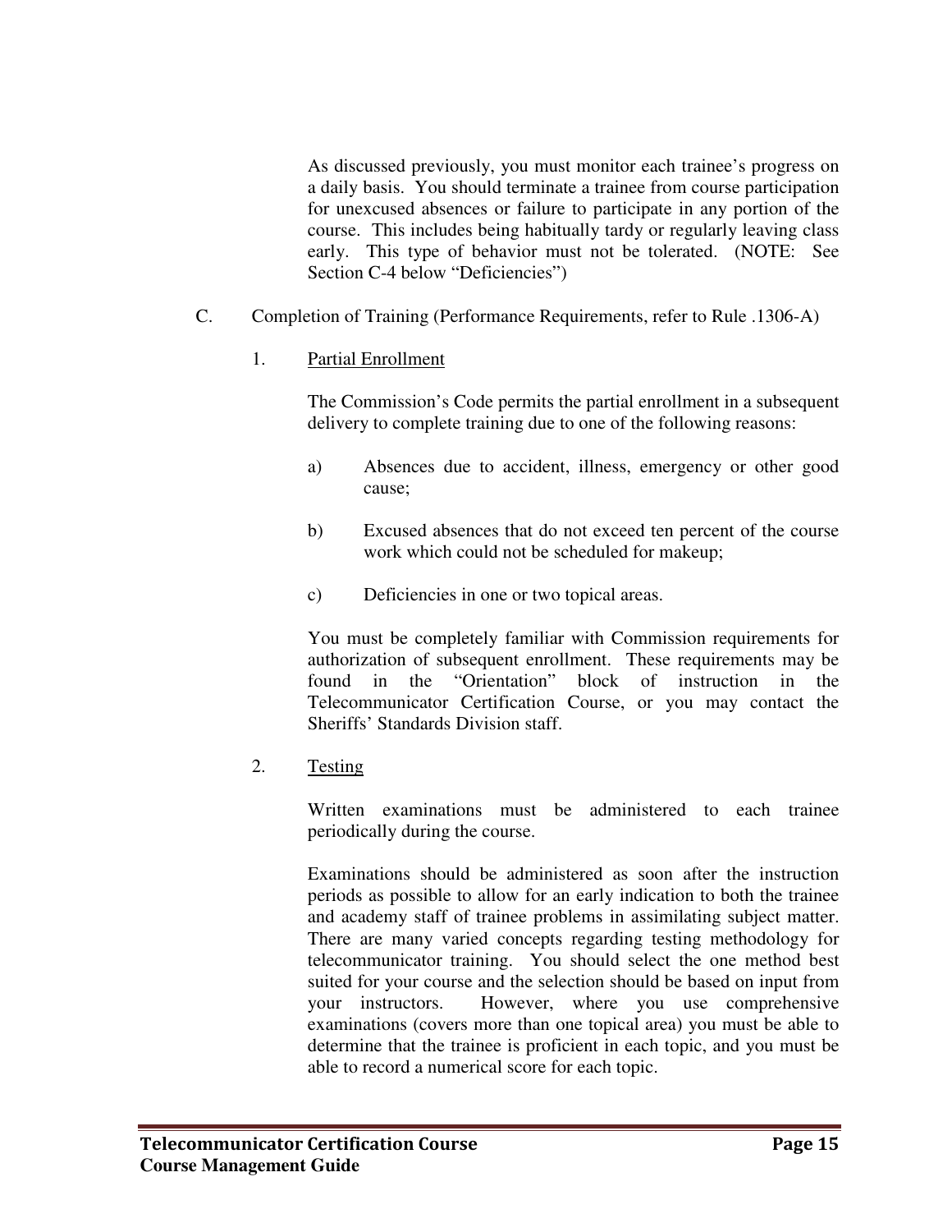As discussed previously, you must monitor each trainee's progress on a daily basis. You should terminate a trainee from course participation for unexcused absences or failure to participate in any portion of the course. This includes being habitually tardy or regularly leaving class early. This type of behavior must not be tolerated. (NOTE: See Section C-4 below "Deficiencies")

C. Completion of Training (Performance Requirements, refer to Rule .1306-A)

1. <u>Partial Enrollment</u>

The Commission's Code permits the partial enrollment in a subsequent delivery to complete training due to one of the following reasons:

a) Absences due to accident, illness, emergency or other good cause;

b) Excused absences that do not exceed ten percent of the course work which could not be scheduled for makeup;

c) Deficiencies in one or two topical areas.

You must be completely familiar with Commission requirements for authorization of subsequent enrollment. These requirements may be found in the "Orientation" block of instruction in the Telecommunicator Certification Course, or you may contact the Sheriffs' Standards Division staff.

2. <u>Testing</u>

Written examinations must be administered to each trainee periodically during the course.

Examinations should be administered as soon after the instruction periods as possible to allow for an early indication to both the trainee and academy staff of trainee problems in assimilating subject matter. There are many varied concepts regarding testing methodology for telecommunicator training. You should select the one method best suited for your course and the selection should be based on input from your instructors. However, where you use comprehensive examinations (covers more than one topical area) you must be able to determine that the trainee is proficient in each topic, and you must be able to record a numerical score for each topic.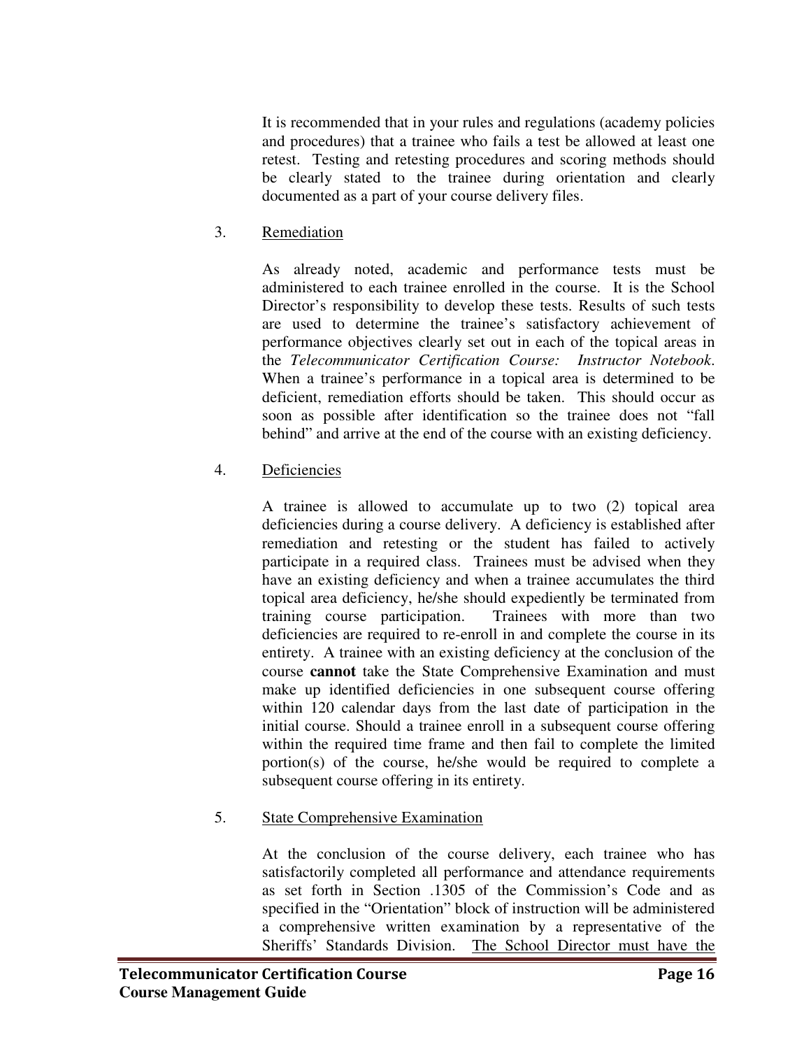It is recommended that in your rules and regulations (academy policies and procedures) that a trainee who fails a test be allowed at least one retest. Testing and retesting procedures and scoring methods should be clearly stated to the trainee during orientation and clearly documented as a part of your course delivery files.

3. <u>Remediation</u>

As already noted, academic and performance tests must be administered to each trainee enrolled in the course. It is the School Director's responsibility to develop these tests. Results of such tests are used to determine the trainee's satisfactory achievement of performance objectives clearly set out in each of the topical areas in the *Telecommunicator Certification Course: Instructor Notebook*. When a trainee's performance in a topical area is determined to be deficient, remediation efforts should be taken. This should occur as soon as possible after identification so the trainee does not "fall behind" and arrive at the end of the course with an existing deficiency.

4. <u>Deficiencies</u>

A trainee is allowed to accumulate up to two (2) topical area deficiencies during a course delivery. A deficiency is established after remediation and retesting or the student has failed to actively participate in a required class. Trainees must be advised when they have an existing deficiency and when a trainee accumulates the third topical area deficiency, he/she should expediently be terminated from training course participation. Trainees with more than two deficiencies are required to re-enroll in and complete the course in its entirety. A trainee with an existing deficiency at the conclusion of the course **cannot** take the State Comprehensive Examination and must make up identified deficiencies in one subsequent course offering within 120 calendar days from the last date of participation in the initial course. Should a trainee enroll in a subsequent course offering within the required time frame and then fail to complete the limited portion(s) of the course, he/she would be required to complete a subsequent course offering in its entirety.

5. <u>State Comprehensive Examination</u>

At the conclusion of the course delivery, each trainee who has satisfactorily completed all performance and attendance requirements as set forth in Section .1305 of the Commission's Code and as specified in the "Orientation" block of instruction will be administered a comprehensive written examination by a representative of the Sheriffs' Standards Division. <u>The School Director must have the</u>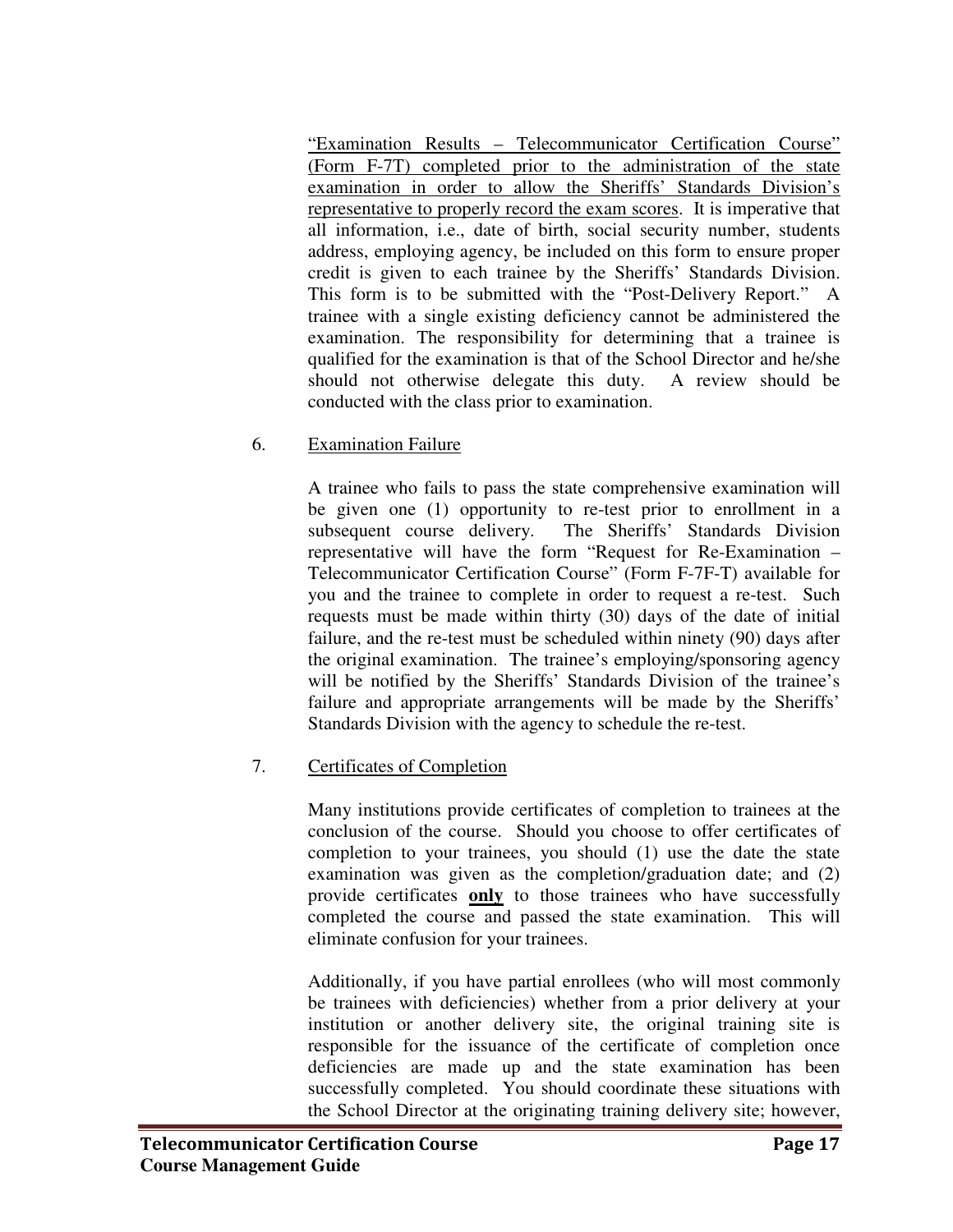<u>"Examination Results – Telecommunicator Certification Course" (Form F-7T) completed prior to the administration of the state examination in order to allow the Sheriffs' Standards Division's representative to properly record the exam scores</u>. It is imperative that all information, i.e., date of birth, social security number, students address, employing agency, be included on this form to ensure proper credit is given to each trainee by the Sheriffs' Standards Division. This form is to be submitted with the "Post-Delivery Report." A trainee with a single existing deficiency cannot be administered the examination. The responsibility for determining that a trainee is qualified for the examination is that of the School Director and he/she should not otherwise delegate this duty. A review should be conducted with the class prior to examination.

6. <u>Examination Failure</u>

A trainee who fails to pass the state comprehensive examination will be given one (1) opportunity to re-test prior to enrollment in a subsequent course delivery. The Sheriffs' Standards Division representative will have the form "Request for Re-Examination – Telecommunicator Certification Course" (Form F-7F-T) available for you and the trainee to complete in order to request a re-test. Such requests must be made within thirty (30) days of the date of initial failure, and the re-test must be scheduled within ninety (90) days after the original examination. The trainee's employing/sponsoring agency will be notified by the Sheriffs' Standards Division of the trainee's failure and appropriate arrangements will be made by the Sheriffs' Standards Division with the agency to schedule the re-test.

7. <u>Certificates of Completion</u>

Many institutions provide certificates of completion to trainees at the conclusion of the course. Should you choose to offer certificates of completion to your trainees, you should (1) use the date the state examination was given as the completion/graduation date; and (2) provide certificates <u>**only**</u> to those trainees who have successfully completed the course and passed the state examination. This will eliminate confusion for your trainees.

Additionally, if you have partial enrollees (who will most commonly be trainees with deficiencies) whether from a prior delivery at your institution or another delivery site, the original training site is responsible for the issuance of the certificate of completion once deficiencies are made up and the state examination has been successfully completed. You should coordinate these situations with the School Director at the originating training delivery site; however,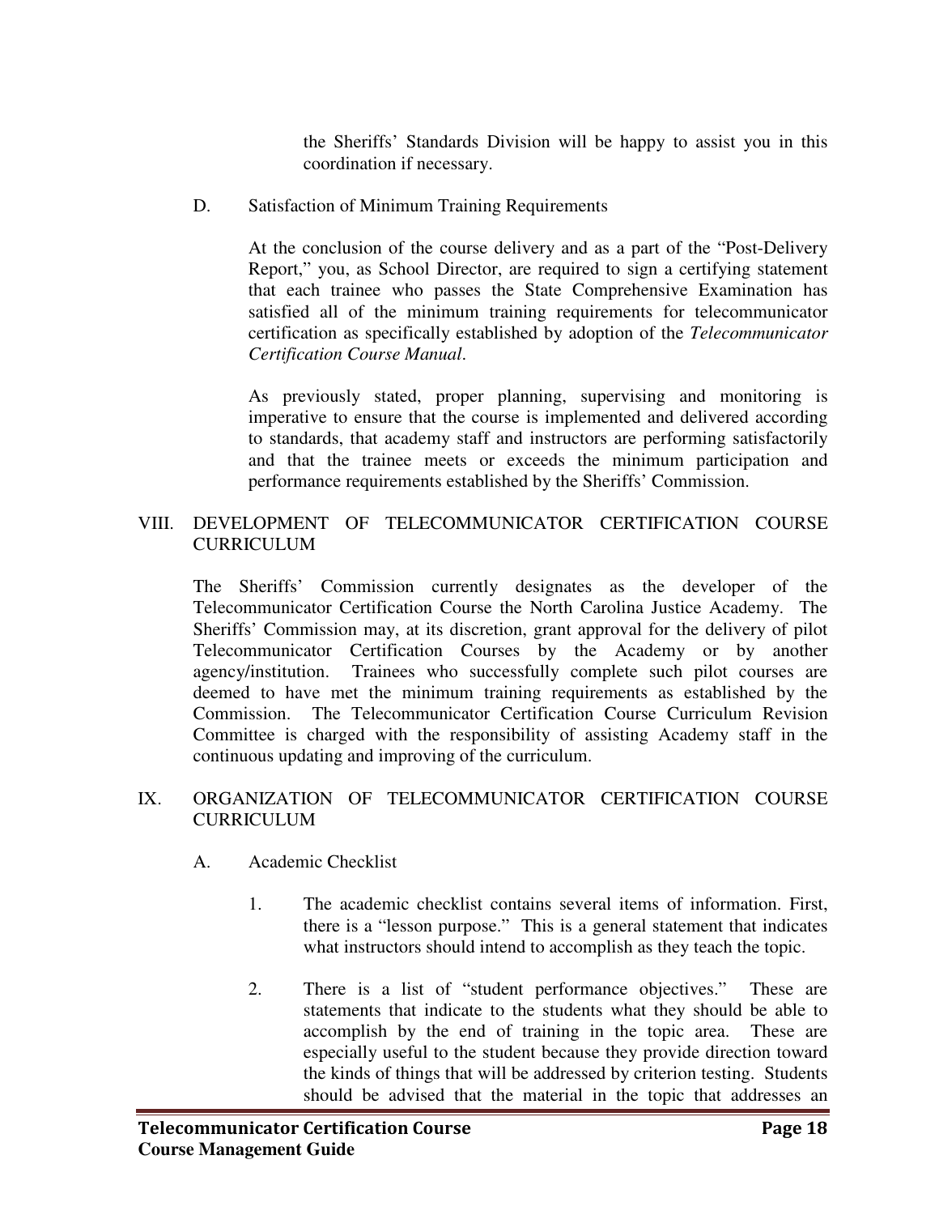the Sheriffs' Standards Division will be happy to assist you in this coordination if necessary.

D. Satisfaction of Minimum Training Requirements

At the conclusion of the course delivery and as a part of the "Post-Delivery Report," you, as School Director, are required to sign a certifying statement that each trainee who passes the State Comprehensive Examination has satisfied all of the minimum training requirements for telecommunicator certification as specifically established by adoption of the *Telecommunicator Certification Course Manual*.

As previously stated, proper planning, supervising and monitoring is imperative to ensure that the course is implemented and delivered according to standards, that academy staff and instructors are performing satisfactorily and that the trainee meets or exceeds the minimum participation and performance requirements established by the Sheriffs' Commission.

## VIII. DEVELOPMENT OF TELECOMMUNICATOR CERTIFICATION COURSE CURRICULUM

The Sheriffs' Commission currently designates as the developer of the Telecommunicator Certification Course the North Carolina Justice Academy. The Sheriffs' Commission may, at its discretion, grant approval for the delivery of pilot Telecommunicator Certification Courses by the Academy or by another agency/institution. Trainees who successfully complete such pilot courses are deemed to have met the minimum training requirements as established by the Commission. The Telecommunicator Certification Course Curriculum Revision Committee is charged with the responsibility of assisting Academy staff in the continuous updating and improving of the curriculum.

## IX. ORGANIZATION OF TELECOMMUNICATOR CERTIFICATION COURSE CURRICULUM

A. Academic Checklist

1. The academic checklist contains several items of information. First, there is a "lesson purpose." This is a general statement that indicates what instructors should intend to accomplish as they teach the topic.

2. There is a list of "student performance objectives." These are statements that indicate to the students what they should be able to accomplish by the end of training in the topic area. These are especially useful to the student because they provide direction toward the kinds of things that will be addressed by criterion testing. Students should be advised that the material in the topic that addresses an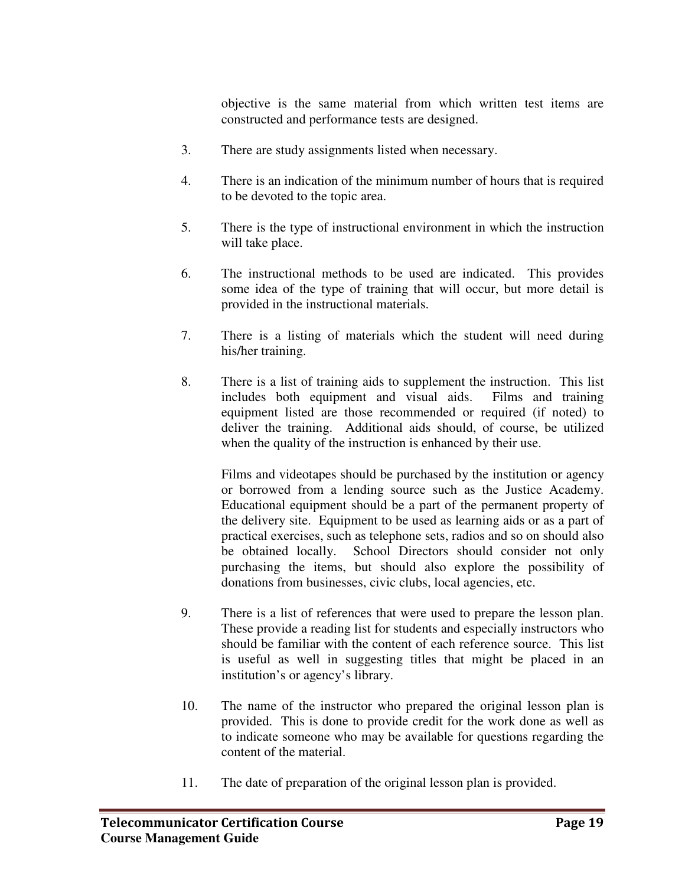objective is the same material from which written test items are constructed and performance tests are designed.

3. There are study assignments listed when necessary.

4. There is an indication of the minimum number of hours that is required to be devoted to the topic area.

5. There is the type of instructional environment in which the instruction will take place.

6. The instructional methods to be used are indicated. This provides some idea of the type of training that will occur, but more detail is provided in the instructional materials.

7. There is a listing of materials which the student will need during his/her training.

8. There is a list of training aids to supplement the instruction. This list includes both equipment and visual aids. Films and training equipment listed are those recommended or required (if noted) to deliver the training. Additional aids should, of course, be utilized when the quality of the instruction is enhanced by their use.

   Films and videotapes should be purchased by the institution or agency or borrowed from a lending source such as the Justice Academy. Educational equipment should be a part of the permanent property of the delivery site. Equipment to be used as learning aids or as a part of practical exercises, such as telephone sets, radios and so on should also be obtained locally. School Directors should consider not only purchasing the items, but should also explore the possibility of donations from businesses, civic clubs, local agencies, etc.

9. There is a list of references that were used to prepare the lesson plan. These provide a reading list for students and especially instructors who should be familiar with the content of each reference source. This list is useful as well in suggesting titles that might be placed in an institution's or agency's library.

10. The name of the instructor who prepared the original lesson plan is provided. This is done to provide credit for the work done as well as to indicate someone who may be available for questions regarding the content of the material.

11. The date of preparation of the original lesson plan is provided.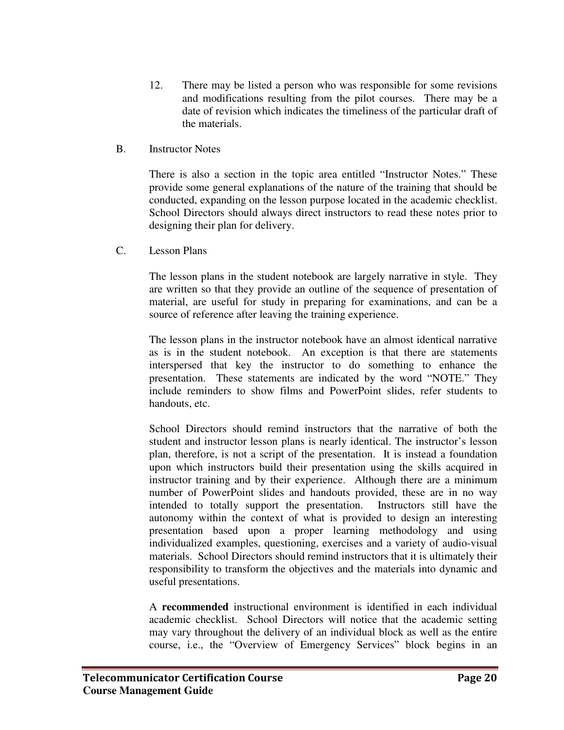12. There may be listed a person who was responsible for some revisions and modifications resulting from the pilot courses. There may be a date of revision which indicates the timeliness of the particular draft of the materials.

B. Instructor Notes

There is also a section in the topic area entitled "Instructor Notes." These provide some general explanations of the nature of the training that should be conducted, expanding on the lesson purpose located in the academic checklist. School Directors should always direct instructors to read these notes prior to designing their plan for delivery.

C. Lesson Plans

The lesson plans in the student notebook are largely narrative in style. They are written so that they provide an outline of the sequence of presentation of material, are useful for study in preparing for examinations, and can be a source of reference after leaving the training experience.

The lesson plans in the instructor notebook have an almost identical narrative as is in the student notebook. An exception is that there are statements interspersed that key the instructor to do something to enhance the presentation. These statements are indicated by the word "NOTE." They include reminders to show films and PowerPoint slides, refer students to handouts, etc.

School Directors should remind instructors that the narrative of both the student and instructor lesson plans is nearly identical. The instructor's lesson plan, therefore, is not a script of the presentation. It is instead a foundation upon which instructors build their presentation using the skills acquired in instructor training and by their experience. Although there are a minimum number of PowerPoint slides and handouts provided, these are in no way intended to totally support the presentation. Instructors still have the autonomy within the context of what is provided to design an interesting presentation based upon a proper learning methodology and using individualized examples, questioning, exercises and a variety of audio-visual materials. School Directors should remind instructors that it is ultimately their responsibility to transform the objectives and the materials into dynamic and useful presentations.

A **recommended** instructional environment is identified in each individual academic checklist. School Directors will notice that the academic setting may vary throughout the delivery of an individual block as well as the entire course, i.e., the "Overview of Emergency Services" block begins in an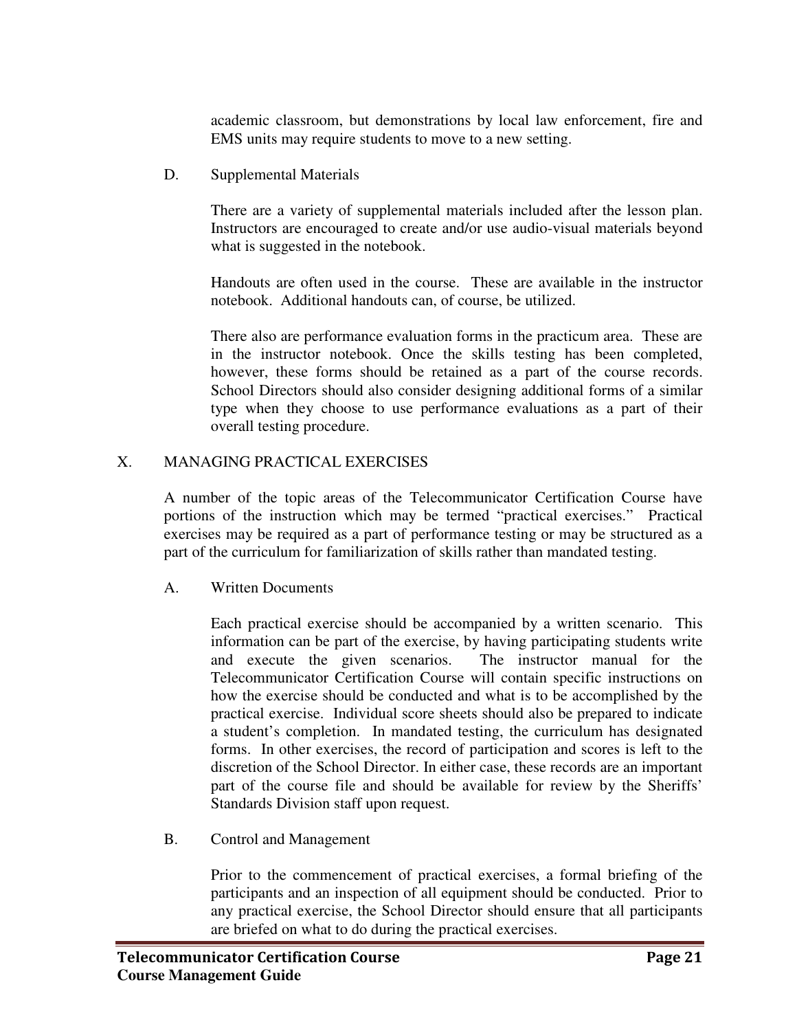academic classroom, but demonstrations by local law enforcement, fire and EMS units may require students to move to a new setting.

### D. Supplemental Materials

There are a variety of supplemental materials included after the lesson plan. Instructors are encouraged to create and/or use audio-visual materials beyond what is suggested in the notebook.

Handouts are often used in the course. These are available in the instructor notebook. Additional handouts can, of course, be utilized.

There also are performance evaluation forms in the practicum area. These are in the instructor notebook. Once the skills testing has been completed, however, these forms should be retained as a part of the course records. School Directors should also consider designing additional forms of a similar type when they choose to use performance evaluations as a part of their overall testing procedure.

## X. MANAGING PRACTICAL EXERCISES

A number of the topic areas of the Telecommunicator Certification Course have portions of the instruction which may be termed "practical exercises." Practical exercises may be required as a part of performance testing or may be structured as a part of the curriculum for familiarization of skills rather than mandated testing.

### A. Written Documents

Each practical exercise should be accompanied by a written scenario. This information can be part of the exercise, by having participating students write and execute the given scenarios. The instructor manual for the Telecommunicator Certification Course will contain specific instructions on how the exercise should be conducted and what is to be accomplished by the practical exercise. Individual score sheets should also be prepared to indicate a student's completion. In mandated testing, the curriculum has designated forms. In other exercises, the record of participation and scores is left to the discretion of the School Director. In either case, these records are an important part of the course file and should be available for review by the Sheriffs' Standards Division staff upon request.

### B. Control and Management

Prior to the commencement of practical exercises, a formal briefing of the participants and an inspection of all equipment should be conducted. Prior to any practical exercise, the School Director should ensure that all participants are briefed on what to do during the practical exercises.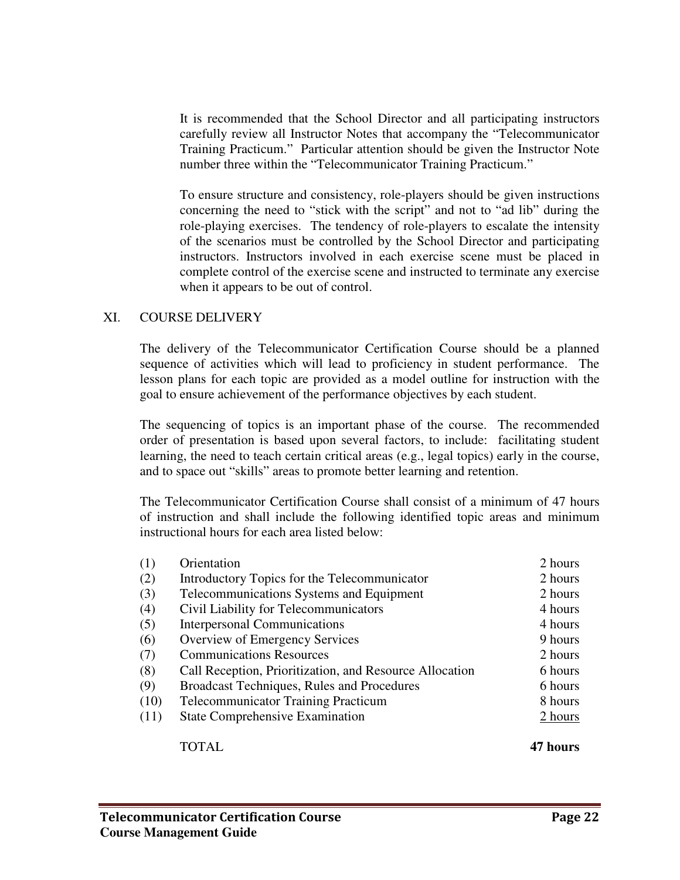It is recommended that the School Director and all participating instructors carefully review all Instructor Notes that accompany the "Telecommunicator Training Practicum." Particular attention should be given the Instructor Note number three within the "Telecommunicator Training Practicum."

To ensure structure and consistency, role-players should be given instructions concerning the need to "stick with the script" and not to "ad lib" during the role-playing exercises. The tendency of role-players to escalate the intensity of the scenarios must be controlled by the School Director and participating instructors. Instructors involved in each exercise scene must be placed in complete control of the exercise scene and instructed to terminate any exercise when it appears to be out of control.

## XI. COURSE DELIVERY

The delivery of the Telecommunicator Certification Course should be a planned sequence of activities which will lead to proficiency in student performance. The lesson plans for each topic are provided as a model outline for instruction with the goal to ensure achievement of the performance objectives by each student.

The sequencing of topics is an important phase of the course. The recommended order of presentation is based upon several factors, to include: facilitating student learning, the need to teach certain critical areas (e.g., legal topics) early in the course, and to space out "skills" areas to promote better learning and retention.

The Telecommunicator Certification Course shall consist of a minimum of 47 hours of instruction and shall include the following identified topic areas and minimum instructional hours for each area listed below:

| | | |
|---|---|---|
| (1) | Orientation | 2 hours |
| (2) | Introductory Topics for the Telecommunicator | 2 hours |
| (3) | Telecommunications Systems and Equipment | 2 hours |
| (4) | Civil Liability for Telecommunicators | 4 hours |
| (5) | Interpersonal Communications | 4 hours |
| (6) | Overview of Emergency Services | 9 hours |
| (7) | Communications Resources | 2 hours |
| (8) | Call Reception, Prioritization, and Resource Allocation | 6 hours |
| (9) | Broadcast Techniques, Rules and Procedures | 6 hours |
| (10) | Telecommunicator Training Practicum | 8 hours |
| (11) | State Comprehensive Examination | 2 hours |
| | TOTAL | **47 hours** |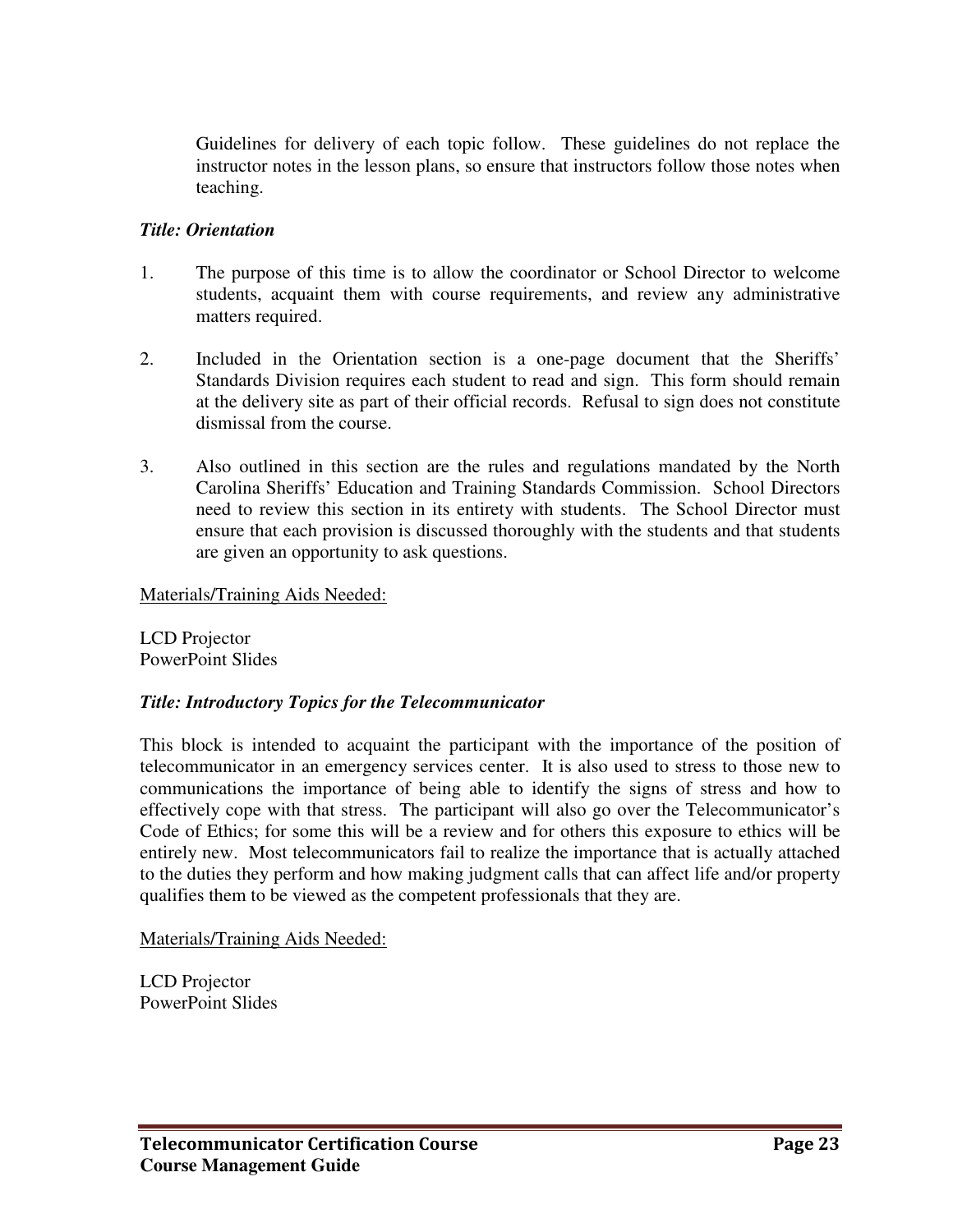Guidelines for delivery of each topic follow. These guidelines do not replace the instructor notes in the lesson plans, so ensure that instructors follow those notes when teaching.

***Title: Orientation***

1. The purpose of this time is to allow the coordinator or School Director to welcome students, acquaint them with course requirements, and review any administrative matters required.

2. Included in the Orientation section is a one-page document that the Sheriffs' Standards Division requires each student to read and sign. This form should remain at the delivery site as part of their official records. Refusal to sign does not constitute dismissal from the course.

3. Also outlined in this section are the rules and regulations mandated by the North Carolina Sheriffs' Education and Training Standards Commission. School Directors need to review this section in its entirety with students. The School Director must ensure that each provision is discussed thoroughly with the students and that students are given an opportunity to ask questions.

<u>Materials/Training Aids Needed:</u>

LCD Projector
PowerPoint Slides

***Title: Introductory Topics for the Telecommunicator***

This block is intended to acquaint the participant with the importance of the position of telecommunicator in an emergency services center. It is also used to stress to those new to communications the importance of being able to identify the signs of stress and how to effectively cope with that stress. The participant will also go over the Telecommunicator's Code of Ethics; for some this will be a review and for others this exposure to ethics will be entirely new. Most telecommunicators fail to realize the importance that is actually attached to the duties they perform and how making judgment calls that can affect life and/or property qualifies them to be viewed as the competent professionals that they are.

<u>Materials/Training Aids Needed:</u>

LCD Projector
PowerPoint Slides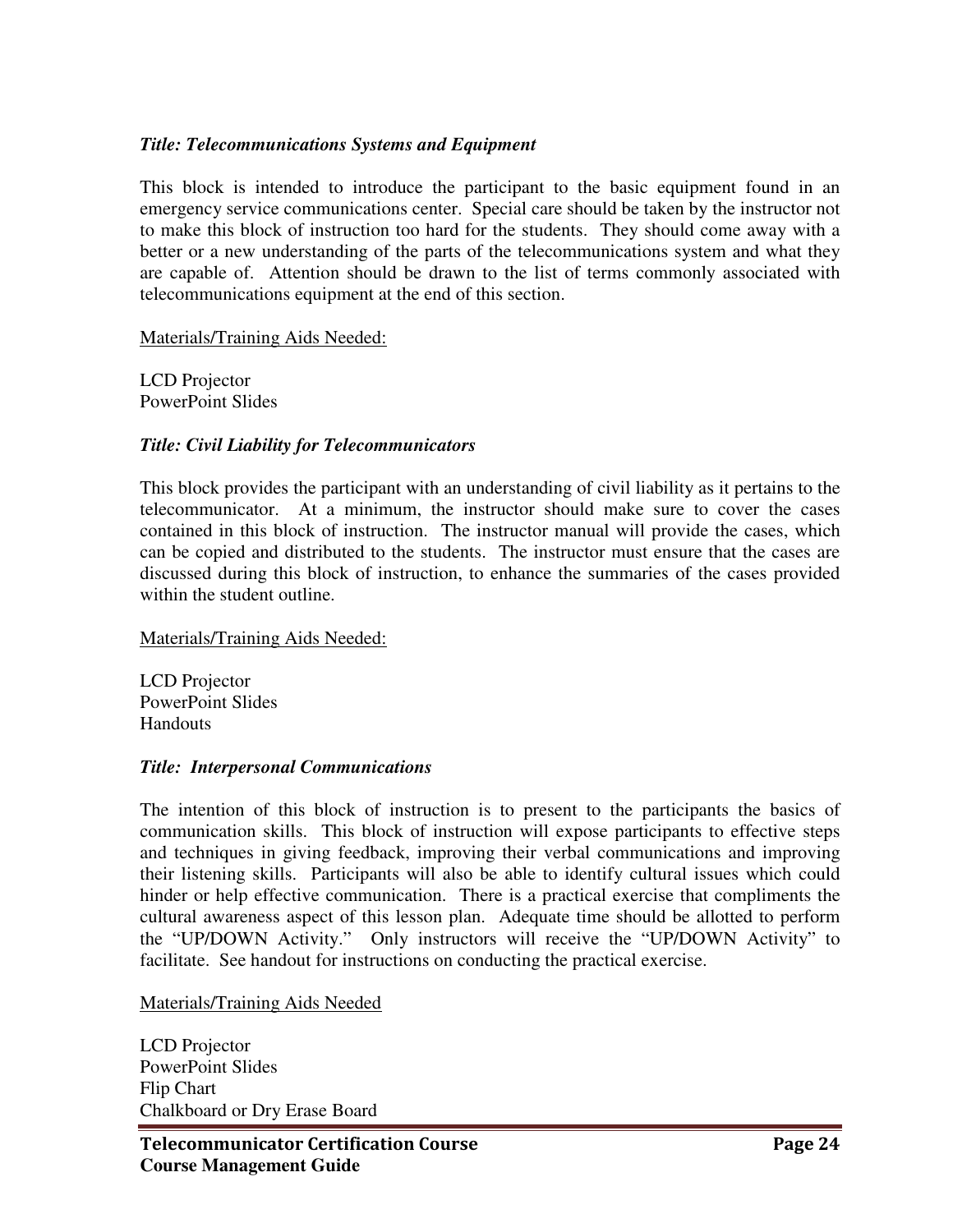***Title: Telecommunications Systems and Equipment***

This block is intended to introduce the participant to the basic equipment found in an emergency service communications center. Special care should be taken by the instructor not to make this block of instruction too hard for the students. They should come away with a better or a new understanding of the parts of the telecommunications system and what they are capable of. Attention should be drawn to the list of terms commonly associated with telecommunications equipment at the end of this section.

Materials/Training Aids Needed:

LCD Projector
PowerPoint Slides

***Title: Civil Liability for Telecommunicators***

This block provides the participant with an understanding of civil liability as it pertains to the telecommunicator. At a minimum, the instructor should make sure to cover the cases contained in this block of instruction. The instructor manual will provide the cases, which can be copied and distributed to the students. The instructor must ensure that the cases are discussed during this block of instruction, to enhance the summaries of the cases provided within the student outline.

Materials/Training Aids Needed:

LCD Projector
PowerPoint Slides
Handouts

***Title: Interpersonal Communications***

The intention of this block of instruction is to present to the participants the basics of communication skills. This block of instruction will expose participants to effective steps and techniques in giving feedback, improving their verbal communications and improving their listening skills. Participants will also be able to identify cultural issues which could hinder or help effective communication. There is a practical exercise that compliments the cultural awareness aspect of this lesson plan. Adequate time should be allotted to perform the "UP/DOWN Activity." Only instructors will receive the "UP/DOWN Activity" to facilitate. See handout for instructions on conducting the practical exercise.

Materials/Training Aids Needed

LCD Projector
PowerPoint Slides
Flip Chart
Chalkboard or Dry Erase Board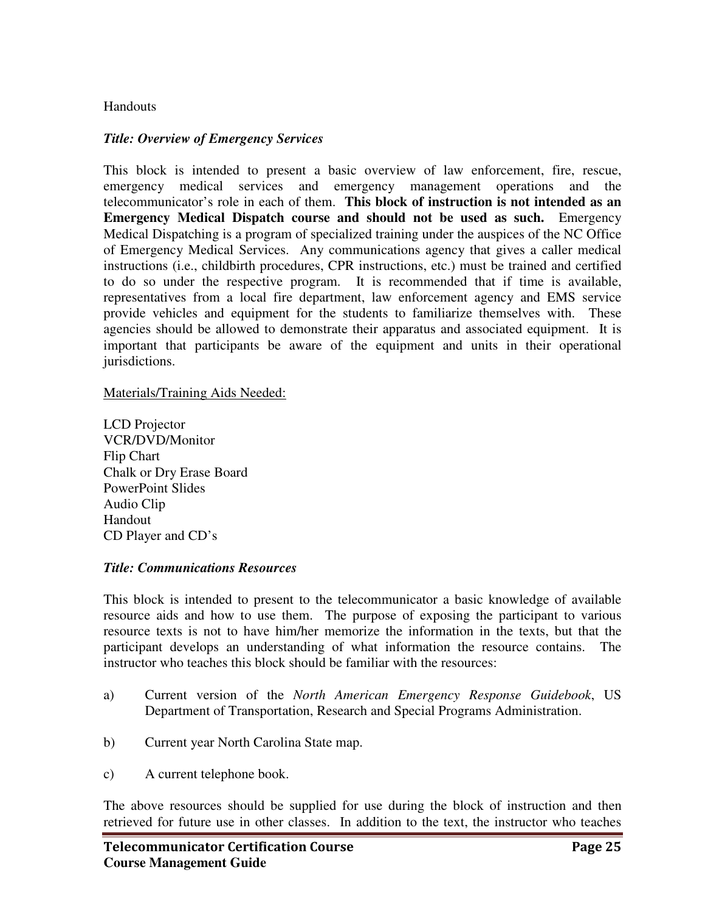Handouts

***Title: Overview of Emergency Services***

This block is intended to present a basic overview of law enforcement, fire, rescue, emergency medical services and emergency management operations and the telecommunicator's role in each of them. **This block of instruction is not intended as an Emergency Medical Dispatch course and should not be used as such.** Emergency Medical Dispatching is a program of specialized training under the auspices of the NC Office of Emergency Medical Services. Any communications agency that gives a caller medical instructions (i.e., childbirth procedures, CPR instructions, etc.) must be trained and certified to do so under the respective program. It is recommended that if time is available, representatives from a local fire department, law enforcement agency and EMS service provide vehicles and equipment for the students to familiarize themselves with. These agencies should be allowed to demonstrate their apparatus and associated equipment. It is important that participants be aware of the equipment and units in their operational jurisdictions.

<u>Materials/Training Aids Needed:</u>

LCD Projector
VCR/DVD/Monitor
Flip Chart
Chalk or Dry Erase Board
PowerPoint Slides
Audio Clip
Handout
CD Player and CD's

***Title: Communications Resources***

This block is intended to present to the telecommunicator a basic knowledge of available resource aids and how to use them. The purpose of exposing the participant to various resource texts is not to have him/her memorize the information in the texts, but that the participant develops an understanding of what information the resource contains. The instructor who teaches this block should be familiar with the resources:

a) Current version of the *North American Emergency Response Guidebook*, US Department of Transportation, Research and Special Programs Administration.

b) Current year North Carolina State map.

c) A current telephone book.

The above resources should be supplied for use during the block of instruction and then retrieved for future use in other classes. In addition to the text, the instructor who teaches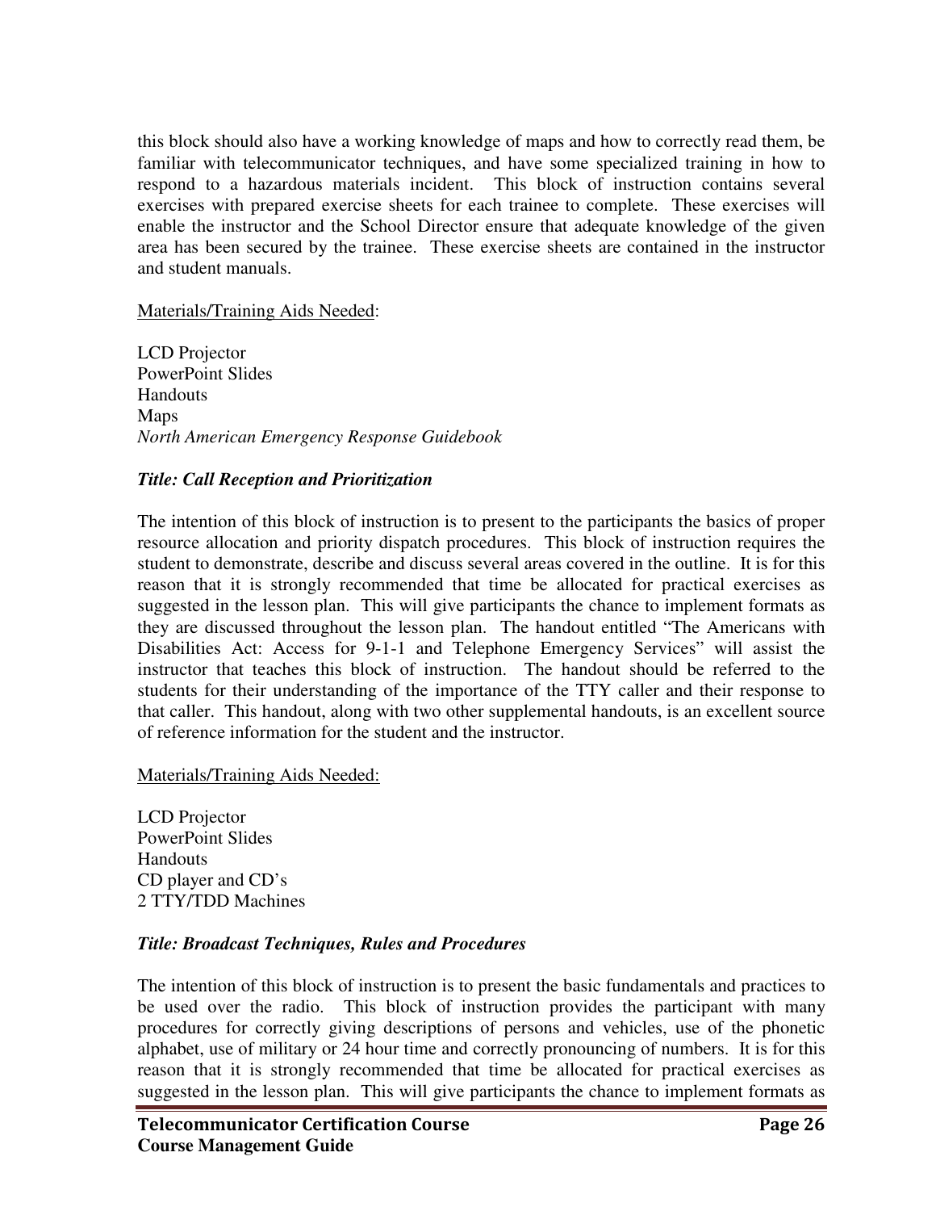this block should also have a working knowledge of maps and how to correctly read them, be familiar with telecommunicator techniques, and have some specialized training in how to respond to a hazardous materials incident. This block of instruction contains several exercises with prepared exercise sheets for each trainee to complete. These exercises will enable the instructor and the School Director ensure that adequate knowledge of the given area has been secured by the trainee. These exercise sheets are contained in the instructor and student manuals.

Materials/Training Aids Needed:

LCD Projector
PowerPoint Slides
Handouts
Maps
*North American Emergency Response Guidebook*

***Title: Call Reception and Prioritization***

The intention of this block of instruction is to present to the participants the basics of proper resource allocation and priority dispatch procedures. This block of instruction requires the student to demonstrate, describe and discuss several areas covered in the outline. It is for this reason that it is strongly recommended that time be allocated for practical exercises as suggested in the lesson plan. This will give participants the chance to implement formats as they are discussed throughout the lesson plan. The handout entitled "The Americans with Disabilities Act: Access for 9-1-1 and Telephone Emergency Services" will assist the instructor that teaches this block of instruction. The handout should be referred to the students for their understanding of the importance of the TTY caller and their response to that caller. This handout, along with two other supplemental handouts, is an excellent source of reference information for the student and the instructor.

Materials/Training Aids Needed:

LCD Projector
PowerPoint Slides
Handouts
CD player and CD's
2 TTY/TDD Machines

***Title: Broadcast Techniques, Rules and Procedures***

The intention of this block of instruction is to present the basic fundamentals and practices to be used over the radio. This block of instruction provides the participant with many procedures for correctly giving descriptions of persons and vehicles, use of the phonetic alphabet, use of military or 24 hour time and correctly pronouncing of numbers. It is for this reason that it is strongly recommended that time be allocated for practical exercises as suggested in the lesson plan. This will give participants the chance to implement formats as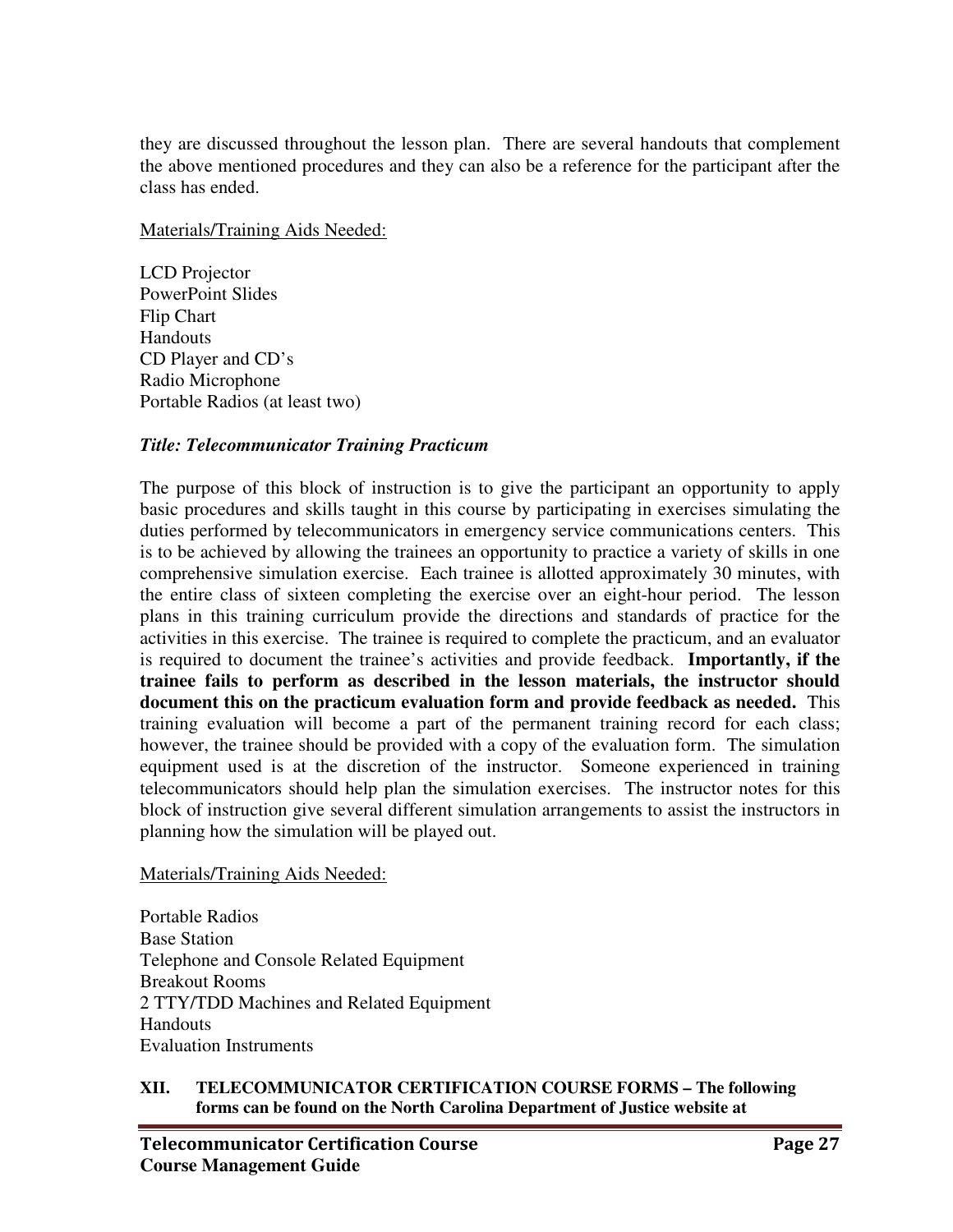they are discussed throughout the lesson plan. There are several handouts that complement the above mentioned procedures and they can also be a reference for the participant after the class has ended.

Materials/Training Aids Needed:

LCD Projector
PowerPoint Slides
Flip Chart
Handouts
CD Player and CD's
Radio Microphone
Portable Radios (at least two)

***Title: Telecommunicator Training Practicum***

The purpose of this block of instruction is to give the participant an opportunity to apply basic procedures and skills taught in this course by participating in exercises simulating the duties performed by telecommunicators in emergency service communications centers. This is to be achieved by allowing the trainees an opportunity to practice a variety of skills in one comprehensive simulation exercise. Each trainee is allotted approximately 30 minutes, with the entire class of sixteen completing the exercise over an eight-hour period. The lesson plans in this training curriculum provide the directions and standards of practice for the activities in this exercise. The trainee is required to complete the practicum, and an evaluator is required to document the trainee's activities and provide feedback. **Importantly, if the trainee fails to perform as described in the lesson materials, the instructor should document this on the practicum evaluation form and provide feedback as needed.** This training evaluation will become a part of the permanent training record for each class; however, the trainee should be provided with a copy of the evaluation form. The simulation equipment used is at the discretion of the instructor. Someone experienced in training telecommunicators should help plan the simulation exercises. The instructor notes for this block of instruction give several different simulation arrangements to assist the instructors in planning how the simulation will be played out.

Materials/Training Aids Needed:

Portable Radios
Base Station
Telephone and Console Related Equipment
Breakout Rooms
2 TTY/TDD Machines and Related Equipment
Handouts
Evaluation Instruments

**XII. TELECOMMUNICATOR CERTIFICATION COURSE FORMS – The following forms can be found on the North Carolina Department of Justice website at**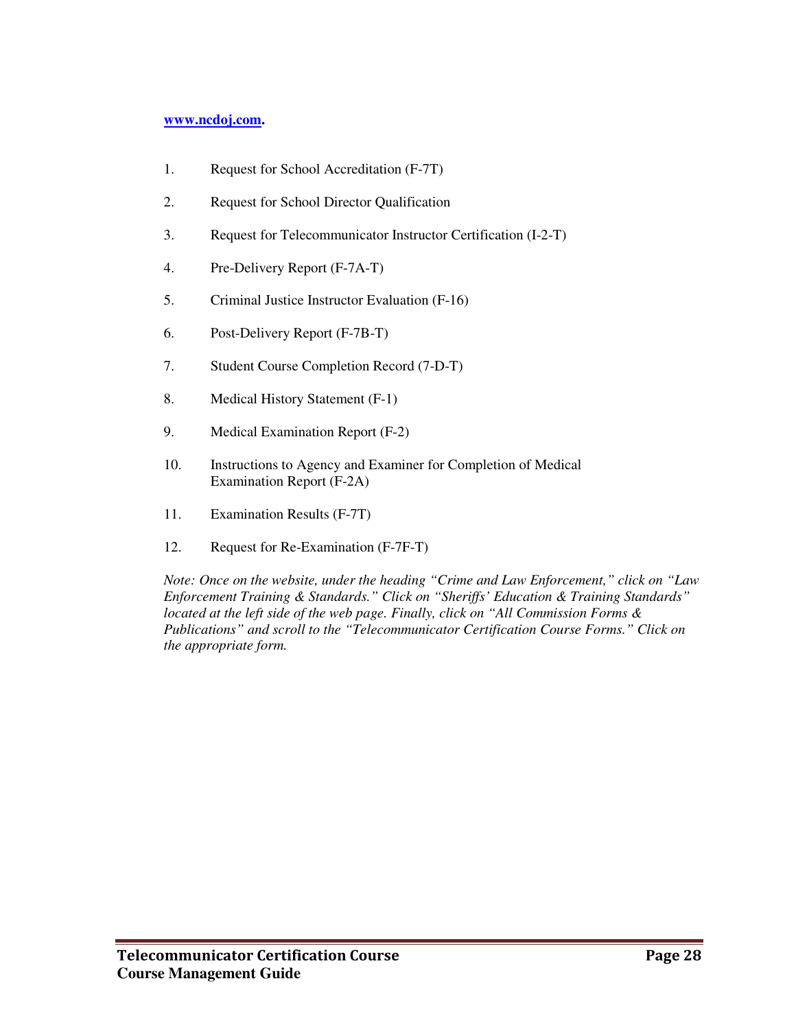**[www.ncdoj.com](http://www.ncdoj.com).**

1. Request for School Accreditation (F-7T)
2. Request for School Director Qualification
3. Request for Telecommunicator Instructor Certification (I-2-T)
4. Pre-Delivery Report (F-7A-T)
5. Criminal Justice Instructor Evaluation (F-16)
6. Post-Delivery Report (F-7B-T)
7. Student Course Completion Record (7-D-T)
8. Medical History Statement (F-1)
9. Medical Examination Report (F-2)
10. Instructions to Agency and Examiner for Completion of Medical Examination Report (F-2A)
11. Examination Results (F-7T)
12. Request for Re-Examination (F-7F-T)

*Note: Once on the website, under the heading "Crime and Law Enforcement," click on "Law Enforcement Training & Standards." Click on "Sheriffs' Education & Training Standards" located at the left side of the web page. Finally, click on "All Commission Forms & Publications" and scroll to the "Telecommunicator Certification Course Forms." Click on the appropriate form.*